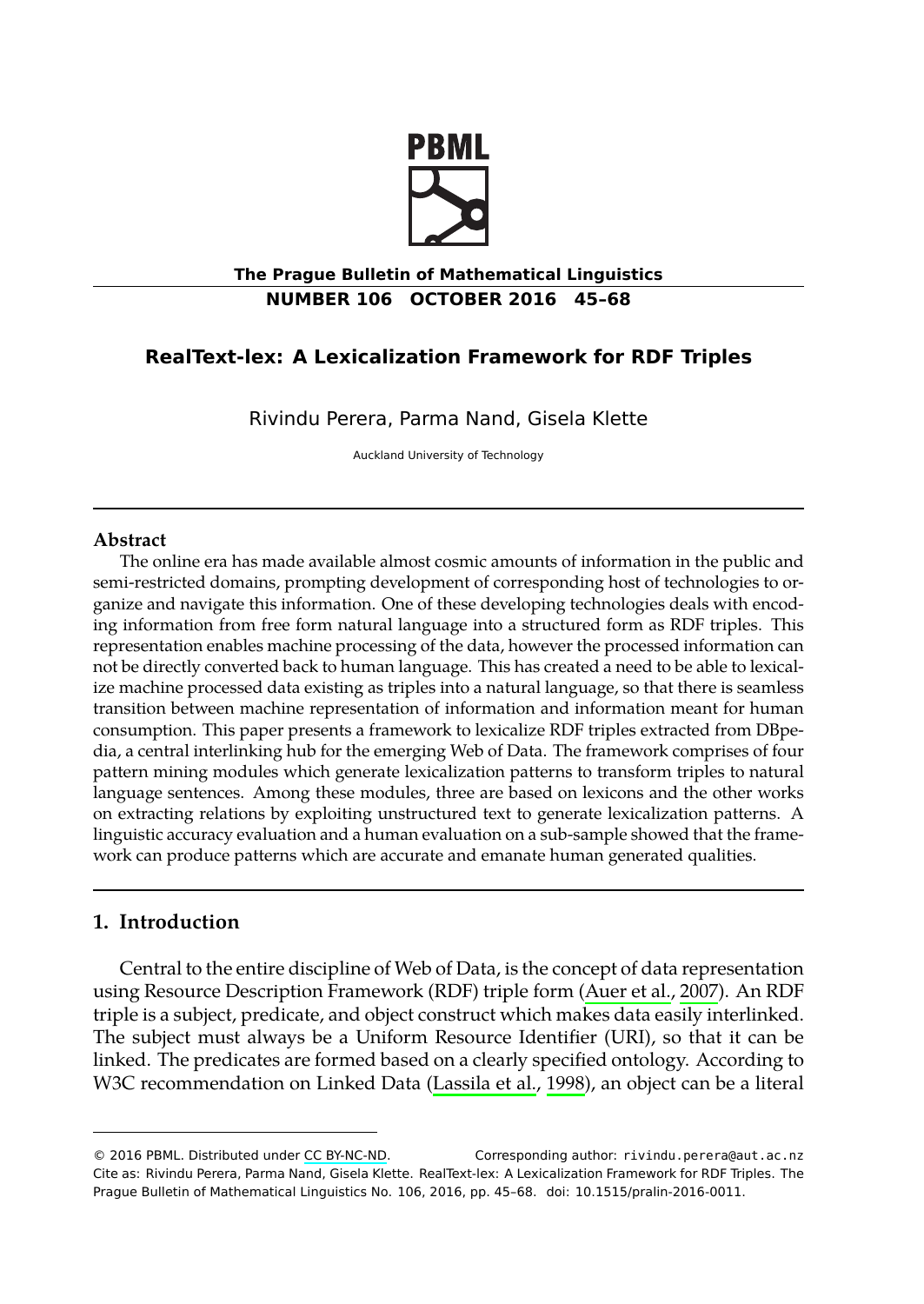# RealText-lex: A Lexicalization Framework for RDF Triples

Rivindu Perera, Parma Nand, Gisela Klette

Auckland University of Technology

## Abstract

The online era has made available almost cosmic amounts of information in the public and semi-restricted domains, prompting development of corresponding host of technologies to organize and navigate this information. One of these developing technologies deals with encoding information from free form natural language into a structured form as RDF triples. This representation enables machine processing of the data, however the processed information can not be directly converted back to human language. This has created a need to be able to lexicalize machine processed data existing as triples into a natural language, so that there is seamless transition between machine representation of information and information meant for human consumption. This paper presents a framework to lexicalize RDF triples extracted from DBpedia, a central interlinking hub for the emerging Web of Data. The framework comprises of four pattern mining modules which generate lexicalization patterns to transform triples to natural language sentences. Among these modules, three are based on lexicons and the other works on extracting relations by exploiting unstructured text to generate lexicalization patterns. A linguistic accuracy evaluation and a human evaluation on a sub-sample showed that the framework can produce patterns which are accurate and emanate human generated qualities.

## 1. Introduction

Central to the entire discipline of Web of Data, is the concept of data representation using Resource Description Framework (RDF) triple form (Auer et al., 2007). An RDF triple is a subject, predicate, and object construct which makes data easily interlinked. The subject must always be a Uniform Resource Identifier (URI), so that it can be linked. The predicates are formed based on a clearly specified ontology. According to W3C recommendation on Linked Data (Lassila et al., 1998), an object can be a literal

---

© 2016 PBML. Distributed under CC BY-NC-ND. Corresponding author: rivindu.perera@aut.ac.nz
Cite as: Rivindu Perera, Parma Nand, Gisela Klette. RealText-lex: A Lexicalization Framework for RDF Triples. The Prague Bulletin of Mathematical Linguistics No. 106, 2016, pp. 45–68. doi: 10.1515/pralin-2016-0011.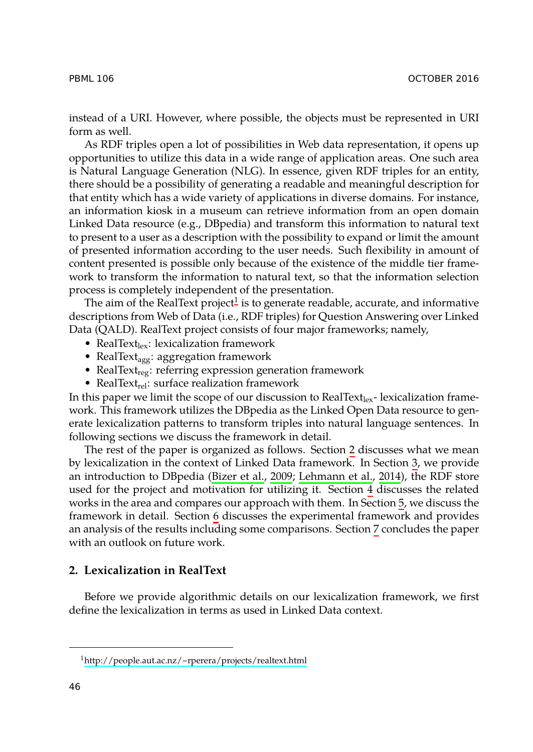instead of a URI. However, where possible, the objects must be represented in URI form as well.

As RDF triples open a lot of possibilities in Web data representation, it opens up opportunities to utilize this data in a wide range of application areas. One such area is Natural Language Generation (NLG). In essence, given RDF triples for an entity, there should be a possibility of generating a readable and meaningful description for that entity which has a wide variety of applications in diverse domains. For instance, an information kiosk in a museum can retrieve information from an open domain Linked Data resource (e.g., DBpedia) and transform this information to natural text to present to a user as a description with the possibility to expand or limit the amount of presented information according to the user needs. Such flexibility in amount of content presented is possible only because of the existence of the middle tier framework to transform the information to natural text, so that the information selection process is completely independent of the presentation.

The aim of the RealText project[1] is to generate readable, accurate, and informative descriptions from Web of Data (i.e., RDF triples) for Question Answering over Linked Data (QALD). RealText project consists of four major frameworks; namely,

- $\text{RealText}_{\text{lex}}$: lexicalization framework
- $\text{RealText}_{\text{agg}}$: aggregation framework
- $\text{RealText}_{\text{reg}}$: referring expression generation framework
- $\text{RealText}_{\text{rel}}$: surface realization framework

In this paper we limit the scope of our discussion to $\text{RealText}_{\text{lex}}$- lexicalization framework. This framework utilizes the DBpedia as the Linked Open Data resource to generate lexicalization patterns to transform triples into natural language sentences. In following sections we discuss the framework in detail.

The rest of the paper is organized as follows. Section 2 discusses what we mean by lexicalization in the context of Linked Data framework. In Section 3, we provide an introduction to DBpedia (Bizer et al., 2009; Lehmann et al., 2014), the RDF store used for the project and motivation for utilizing it. Section 4 discusses the related works in the area and compares our approach with them. In Section 5, we discuss the framework in detail. Section 6 discusses the experimental framework and provides an analysis of the results including some comparisons. Section 7 concludes the paper with an outlook on future work.

## 2. Lexicalization in RealText

Before we provide algorithmic details on our lexicalization framework, we first define the lexicalization in terms as used in Linked Data context.

[1] http://people.aut.ac.nz/~rperera/projects/realtext.html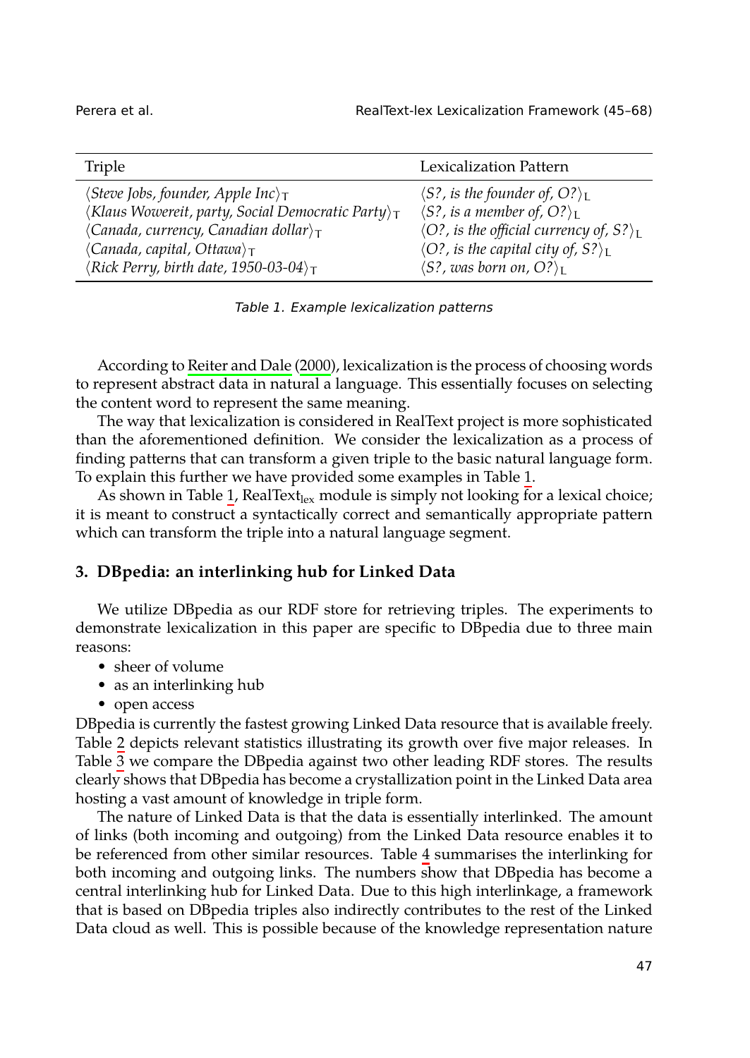| Triple | Lexicalization Pattern |
|---|---|
| $\langle$*Steve Jobs, founder, Apple Inc*$\rangle_T$ | $\langle$*S?, is the founder of, O?*$\rangle_L$ |
| $\langle$*Klaus Wowereit, party, Social Democratic Party*$\rangle_T$ | $\langle$*S?, is a member of, O?*$\rangle_L$ |
| $\langle$*Canada, currency, Canadian dollar*$\rangle_T$ | $\langle$*O?, is the official currency of, S?*$\rangle_L$ |
| $\langle$*Canada, capital, Ottawa*$\rangle_T$ | $\langle$*O?, is the capital city of, S?*$\rangle_L$ |
| $\langle$*Rick Perry, birth date, 1950-03-04*$\rangle_T$ | $\langle$*S?, was born on, O?*$\rangle_L$ |

*Table 1. Example lexicalization patterns*

According to Reiter and Dale (2000), lexicalization is the process of choosing words to represent abstract data in natural a language. This essentially focuses on selecting the content word to represent the same meaning.

The way that lexicalization is considered in RealText project is more sophisticated than the aforementioned definition. We consider the lexicalization as a process of finding patterns that can transform a given triple to the basic natural language form. To explain this further we have provided some examples in Table 1.

As shown in Table 1, $\text{RealText}_{\text{lex}}$ module is simply not looking for a lexical choice; it is meant to construct a syntactically correct and semantically appropriate pattern which can transform the triple into a natural language segment.

## 3. DBpedia: an interlinking hub for Linked Data

We utilize DBpedia as our RDF store for retrieving triples. The experiments to demonstrate lexicalization in this paper are specific to DBpedia due to three main reasons:

- sheer of volume
- as an interlinking hub
- open access

DBpedia is currently the fastest growing Linked Data resource that is available freely. Table 2 depicts relevant statistics illustrating its growth over five major releases. In Table 3 we compare the DBpedia against two other leading RDF stores. The results clearly shows that DBpedia has become a crystallization point in the Linked Data area hosting a vast amount of knowledge in triple form.

The nature of Linked Data is that the data is essentially interlinked. The amount of links (both incoming and outgoing) from the Linked Data resource enables it to be referenced from other similar resources. Table 4 summarises the interlinking for both incoming and outgoing links. The numbers show that DBpedia has become a central interlinking hub for Linked Data. Due to this high interlinkage, a framework that is based on DBpedia triples also indirectly contributes to the rest of the Linked Data cloud as well. This is possible because of the knowledge representation nature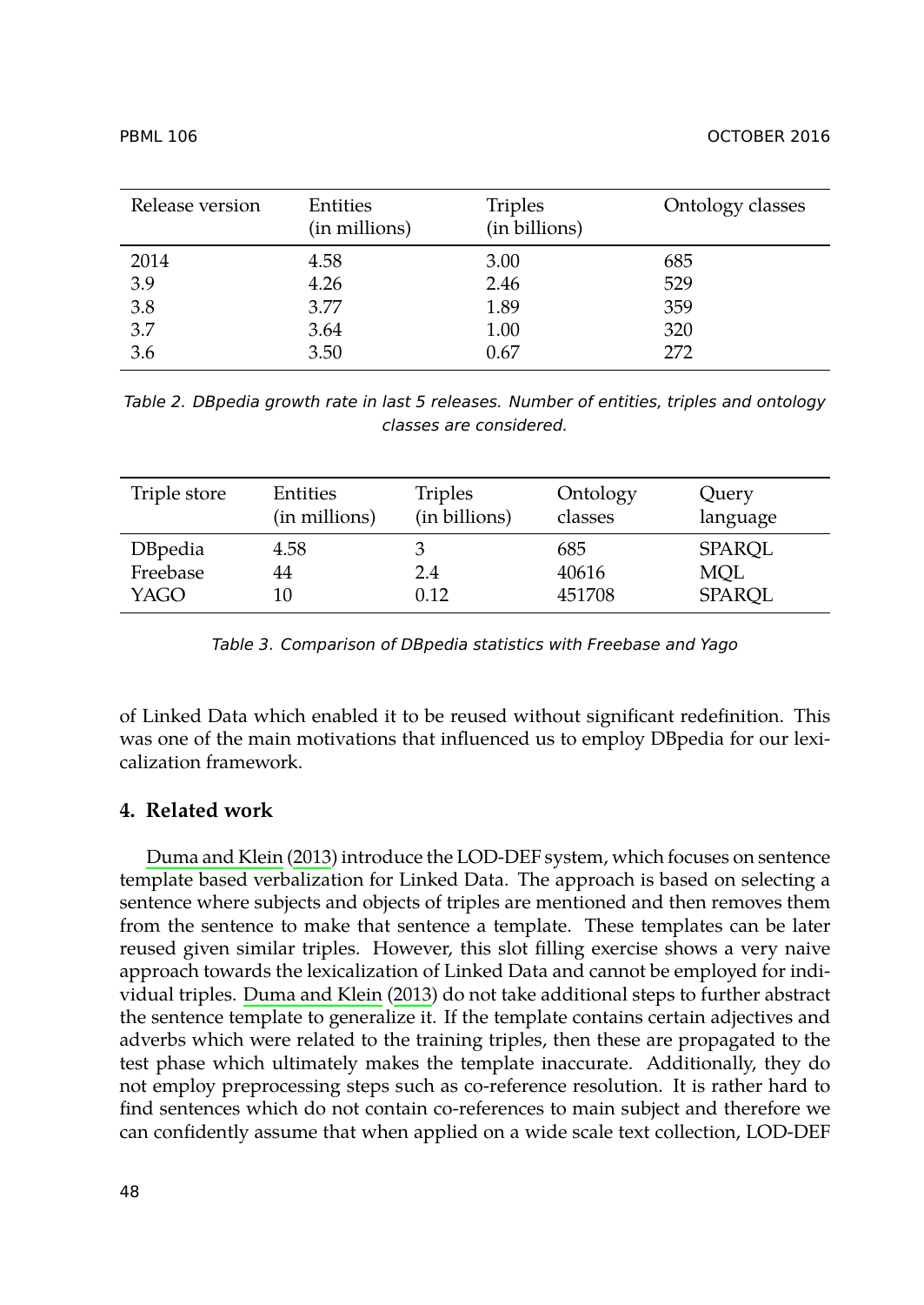| Release version | Entities (in millions) | Triples (in billions) | Ontology classes |
| --- | --- | --- | --- |
| 2014 | 4.58 | 3.00 | 685 |
| 3.9 | 4.26 | 2.46 | 529 |
| 3.8 | 3.77 | 1.89 | 359 |
| 3.7 | 3.64 | 1.00 | 320 |
| 3.6 | 3.50 | 0.67 | 272 |

*Table 2. DBpedia growth rate in last 5 releases. Number of entities, triples and ontology classes are considered.*

| Triple store | Entities (in millions) | Triples (in billions) | Ontology classes | Query language |
| --- | --- | --- | --- | --- |
| DBpedia | 4.58 | 3 | 685 | SPARQL |
| Freebase | 44 | 2.4 | 40616 | MQL |
| YAGO | 10 | 0.12 | 451708 | SPARQL |

*Table 3. Comparison of DBpedia statistics with Freebase and Yago*

of Linked Data which enabled it to be reused without significant redefinition. This was one of the main motivations that influenced us to employ DBpedia for our lexicalization framework.

## 4. Related work

Duma and Klein (2013) introduce the LOD-DEF system, which focuses on sentence template based verbalization for Linked Data. The approach is based on selecting a sentence where subjects and objects of triples are mentioned and then removes them from the sentence to make that sentence a template. These templates can be later reused given similar triples. However, this slot filling exercise shows a very naive approach towards the lexicalization of Linked Data and cannot be employed for individual triples. Duma and Klein (2013) do not take additional steps to further abstract the sentence template to generalize it. If the template contains certain adjectives and adverbs which were related to the training triples, then these are propagated to the test phase which ultimately makes the template inaccurate. Additionally, they do not employ preprocessing steps such as co-reference resolution. It is rather hard to find sentences which do not contain co-references to main subject and therefore we can confidently assume that when applied on a wide scale text collection, LOD-DEF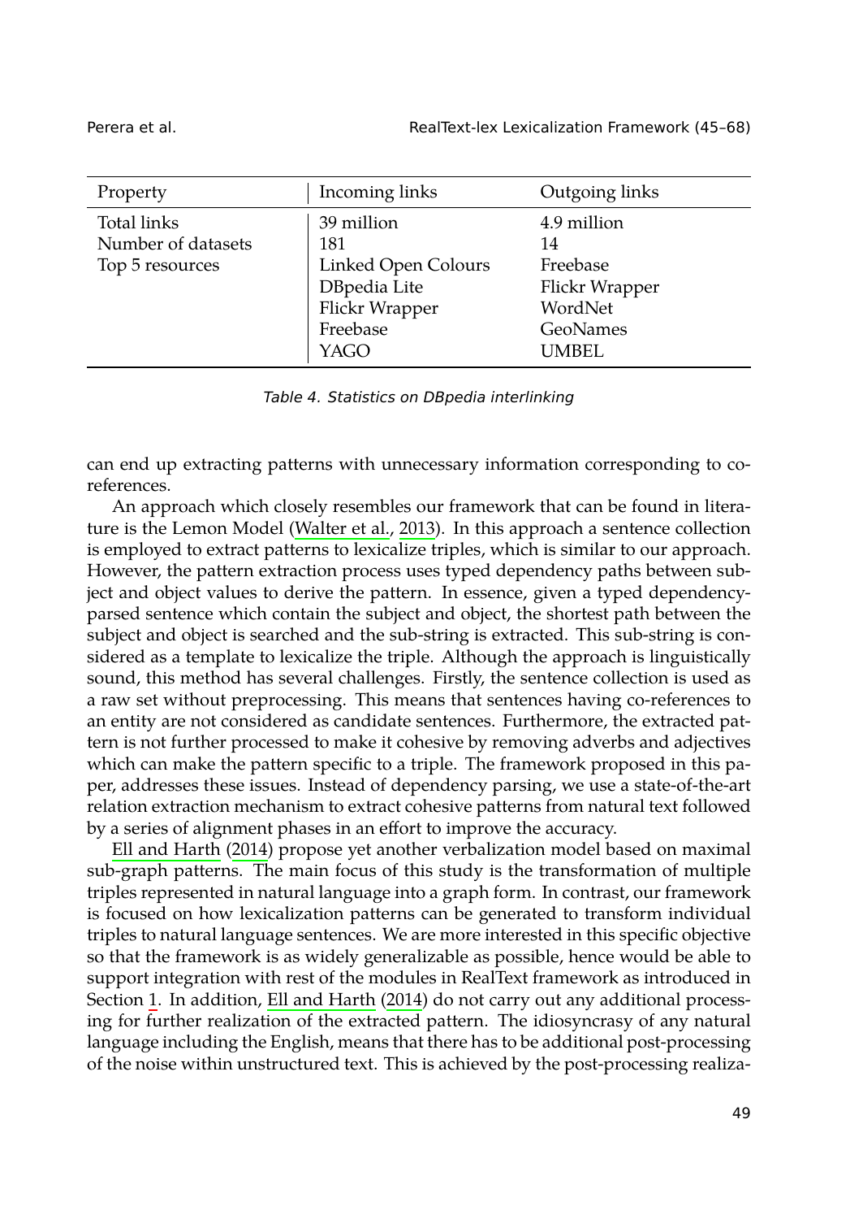| Property | Incoming links | Outgoing links |
|---|---|---|
| Total links | 39 million | 4.9 million |
| Number of datasets | 181 | 14 |
| Top 5 resources | Linked Open Colours | Freebase |
| | DBpedia Lite | Flickr Wrapper |
| | Flickr Wrapper | WordNet |
| | Freebase | GeoNames |
| | YAGO | UMBEL |

*Table 4. Statistics on DBpedia interlinking*

can end up extracting patterns with unnecessary information corresponding to co-references.

An approach which closely resembles our framework that can be found in literature is the Lemon Model (Walter et al., 2013). In this approach a sentence collection is employed to extract patterns to lexicalize triples, which is similar to our approach. However, the pattern extraction process uses typed dependency paths between subject and object values to derive the pattern. In essence, given a typed dependency-parsed sentence which contain the subject and object, the shortest path between the subject and object is searched and the sub-string is extracted. This sub-string is considered as a template to lexicalize the triple. Although the approach is linguistically sound, this method has several challenges. Firstly, the sentence collection is used as a raw set without preprocessing. This means that sentences having co-references to an entity are not considered as candidate sentences. Furthermore, the extracted pattern is not further processed to make it cohesive by removing adverbs and adjectives which can make the pattern specific to a triple. The framework proposed in this paper, addresses these issues. Instead of dependency parsing, we use a state-of-the-art relation extraction mechanism to extract cohesive patterns from natural text followed by a series of alignment phases in an effort to improve the accuracy.

Ell and Harth (2014) propose yet another verbalization model based on maximal sub-graph patterns. The main focus of this study is the transformation of multiple triples represented in natural language into a graph form. In contrast, our framework is focused on how lexicalization patterns can be generated to transform individual triples to natural language sentences. We are more interested in this specific objective so that the framework is as widely generalizable as possible, hence would be able to support integration with rest of the modules in RealText framework as introduced in Section 1. In addition, Ell and Harth (2014) do not carry out any additional processing for further realization of the extracted pattern. The idiosyncrasy of any natural language including the English, means that there has to be additional post-processing of the noise within unstructured text. This is achieved by the post-processing realiza-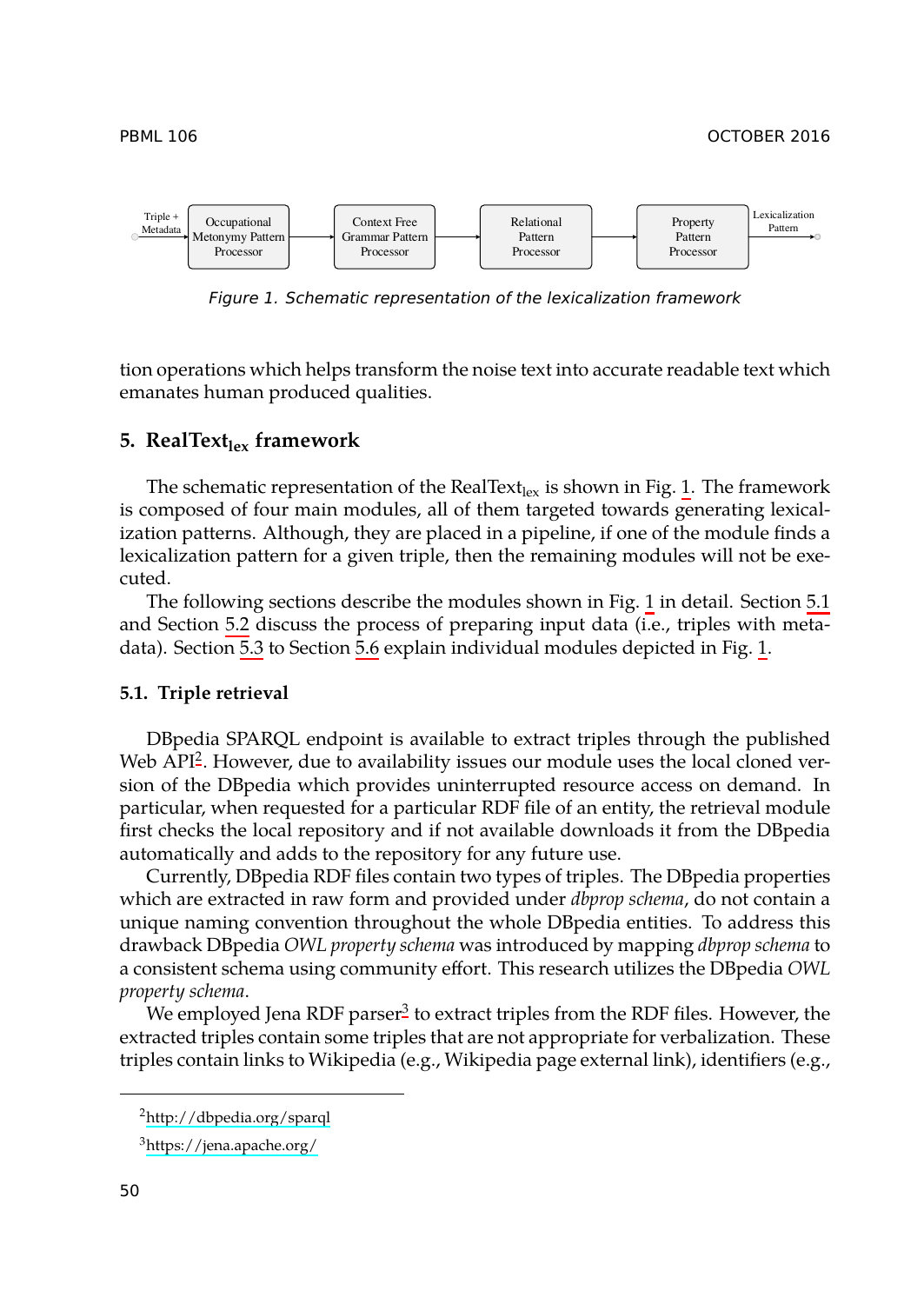Triple + Metadata → Occupational Metonymy Pattern Processor → Context Free Grammar Pattern Processor → Relational Pattern Processor → Property Pattern Processor → Lexicalization Pattern

*Figure 1. Schematic representation of the lexicalization framework*

tion operations which helps transform the noise text into accurate readable text which emanates human produced qualities.

## 5. RealText$_{lex}$ framework

The schematic representation of the RealText$_{lex}$ is shown in Fig. 1. The framework is composed of four main modules, all of them targeted towards generating lexicalization patterns. Although, they are placed in a pipeline, if one of the module finds a lexicalization pattern for a given triple, then the remaining modules will not be executed.

The following sections describe the modules shown in Fig. 1 in detail. Section 5.1 and Section 5.2 discuss the process of preparing input data (i.e., triples with metadata). Section 5.3 to Section 5.6 explain individual modules depicted in Fig. 1.

### 5.1. Triple retrieval

DBpedia SPARQL endpoint is available to extract triples through the published Web API[2]. However, due to availability issues our module uses the local cloned version of the DBpedia which provides uninterrupted resource access on demand. In particular, when requested for a particular RDF file of an entity, the retrieval module first checks the local repository and if not available downloads it from the DBpedia automatically and adds to the repository for any future use.

Currently, DBpedia RDF files contain two types of triples. The DBpedia properties which are extracted in raw form and provided under *dbprop schema*, do not contain a unique naming convention throughout the whole DBpedia entities. To address this drawback DBpedia *OWL property schema* was introduced by mapping *dbprop schema* to a consistent schema using community effort. This research utilizes the DBpedia *OWL property schema*.

We employed Jena RDF parser[3] to extract triples from the RDF files. However, the extracted triples contain some triples that are not appropriate for verbalization. These triples contain links to Wikipedia (e.g., Wikipedia page external link), identifiers (e.g.,

[2] http://dbpedia.org/sparql

[3] https://jena.apache.org/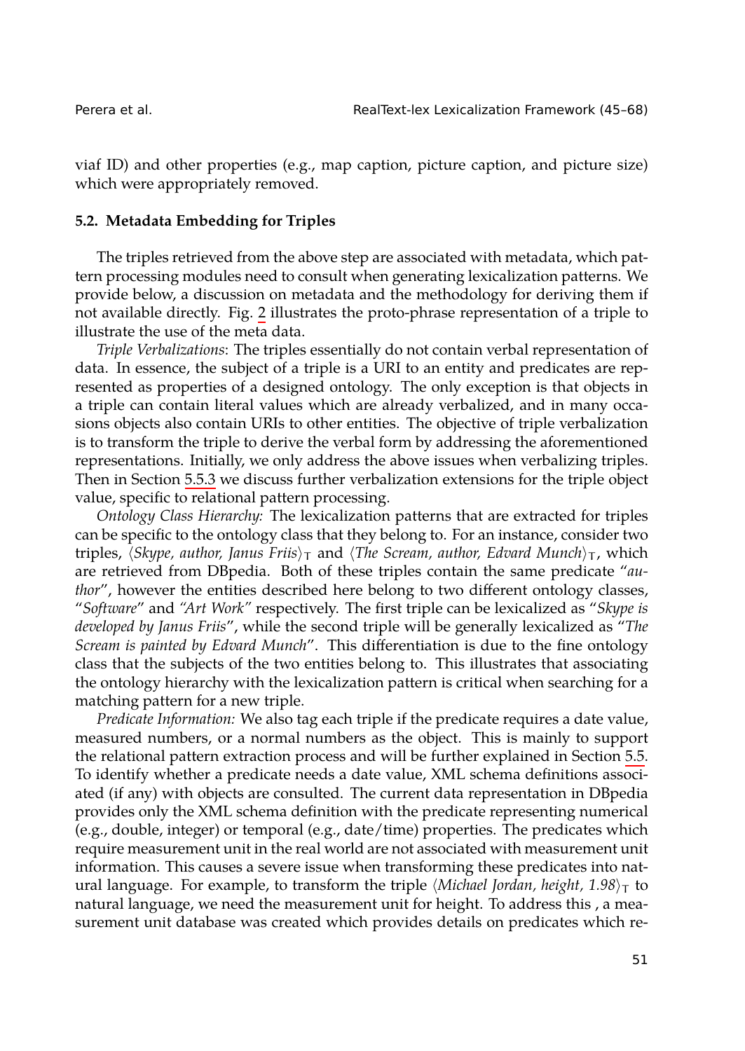viaf ID) and other properties (e.g., map caption, picture caption, and picture size) which were appropriately removed.

### 5.2. Metadata Embedding for Triples

The triples retrieved from the above step are associated with metadata, which pattern processing modules need to consult when generating lexicalization patterns. We provide below, a discussion on metadata and the methodology for deriving them if not available directly. Fig. 2 illustrates the proto-phrase representation of a triple to illustrate the use of the meta data.

*Triple Verbalizations*: The triples essentially do not contain verbal representation of data. In essence, the subject of a triple is a URI to an entity and predicates are represented as properties of a designed ontology. The only exception is that objects in a triple can contain literal values which are already verbalized, and in many occasions objects also contain URIs to other entities. The objective of triple verbalization is to transform the triple to derive the verbal form by addressing the aforementioned representations. Initially, we only address the above issues when verbalizing triples. Then in Section 5.5.3 we discuss further verbalization extensions for the triple object value, specific to relational pattern processing.

*Ontology Class Hierarchy:* The lexicalization patterns that are extracted for triples can be specific to the ontology class that they belong to. For an instance, consider two triples, $\langle$*Skype, author, Janus Friis*$\rangle_{\mathrm{T}}$ and $\langle$*The Scream, author, Edvard Munch*$\rangle_{\mathrm{T}}$, which are retrieved from DBpedia. Both of these triples contain the same predicate "*author*", however the entities described here belong to two different ontology classes, "*Software*" and *"Art Work"* respectively. The first triple can be lexicalized as "*Skype is developed by Janus Friis*", while the second triple will be generally lexicalized as "*The Scream is painted by Edvard Munch*". This differentiation is due to the fine ontology class that the subjects of the two entities belong to. This illustrates that associating the ontology hierarchy with the lexicalization pattern is critical when searching for a matching pattern for a new triple.

*Predicate Information:* We also tag each triple if the predicate requires a date value, measured numbers, or a normal numbers as the object. This is mainly to support the relational pattern extraction process and will be further explained in Section 5.5. To identify whether a predicate needs a date value, XML schema definitions associated (if any) with objects are consulted. The current data representation in DBpedia provides only the XML schema definition with the predicate representing numerical (e.g., double, integer) or temporal (e.g., date/time) properties. The predicates which require measurement unit in the real world are not associated with measurement unit information. This causes a severe issue when transforming these predicates into natural language. For example, to transform the triple $\langle$*Michael Jordan, height, 1.98*$\rangle_{\mathrm{T}}$ to natural language, we need the measurement unit for height. To address this , a measurement unit database was created which provides details on predicates which re-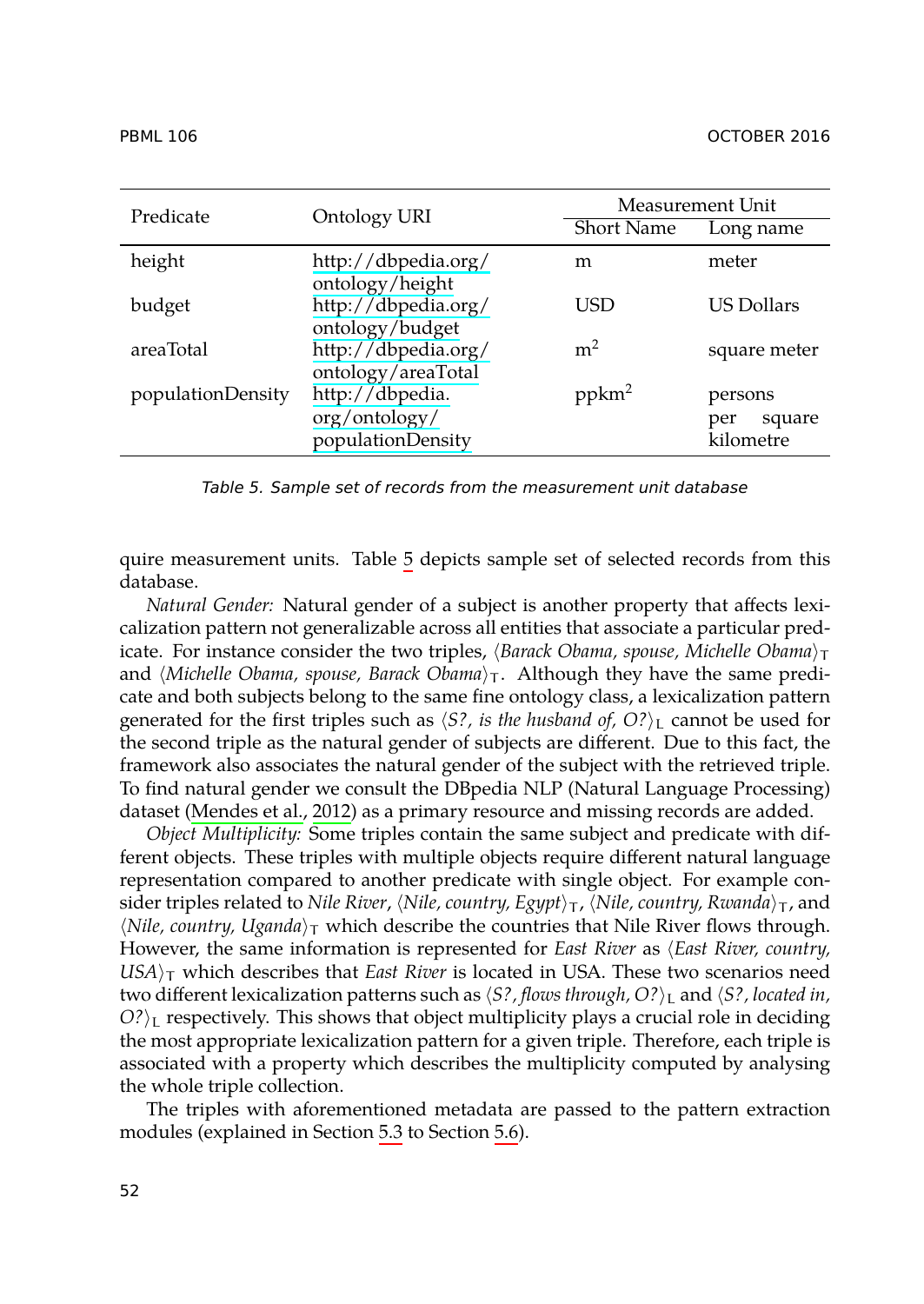| Predicate | Ontology URI | Measurement Unit | |
|---|---|---|---|
| | | Short Name | Long name |
| height | http://dbpedia.org/ontology/height | m | meter |
| budget | http://dbpedia.org/ontology/budget | USD | US Dollars |
| areaTotal | http://dbpedia.org/ontology/areaTotal | $m^2$ | square meter |
| populationDensity | http://dbpedia.org/ontology/populationDensity | $ppkm^2$ | persons per square kilometre |

*Table 5. Sample set of records from the measurement unit database*

quire measurement units. Table 5 depicts sample set of selected records from this database.

*Natural Gender:* Natural gender of a subject is another property that affects lexicalization pattern not generalizable across all entities that associate a particular predicate. For instance consider the two triples, $\langle$*Barack Obama, spouse, Michelle Obama*$\rangle_{\mathrm{T}}$ and $\langle$*Michelle Obama, spouse, Barack Obama*$\rangle_{\mathrm{T}}$. Although they have the same predicate and both subjects belong to the same fine ontology class, a lexicalization pattern generated for the first triples such as $\langle$*S?, is the husband of, O?*$\rangle_{\mathrm{L}}$ cannot be used for the second triple as the natural gender of subjects are different. Due to this fact, the framework also associates the natural gender of the subject with the retrieved triple. To find natural gender we consult the DBpedia NLP (Natural Language Processing) dataset (Mendes et al., 2012) as a primary resource and missing records are added.

*Object Multiplicity:* Some triples contain the same subject and predicate with different objects. These triples with multiple objects require different natural language representation compared to another predicate with single object. For example consider triples related to *Nile River*, $\langle$*Nile, country, Egypt*$\rangle_{\mathrm{T}}$, $\langle$*Nile, country, Rwanda*$\rangle_{\mathrm{T}}$, and $\langle$*Nile, country, Uganda*$\rangle_{\mathrm{T}}$ which describe the countries that Nile River flows through. However, the same information is represented for *East River* as $\langle$*East River, country, USA*$\rangle_{\mathrm{T}}$ which describes that *East River* is located in USA. These two scenarios need two different lexicalization patterns such as $\langle$*S?, flows through, O?*$\rangle_{\mathrm{L}}$ and $\langle$*S?, located in, O?*$\rangle_{\mathrm{L}}$ respectively. This shows that object multiplicity plays a crucial role in deciding the most appropriate lexicalization pattern for a given triple. Therefore, each triple is associated with a property which describes the multiplicity computed by analysing the whole triple collection.

The triples with aforementioned metadata are passed to the pattern extraction modules (explained in Section 5.3 to Section 5.6).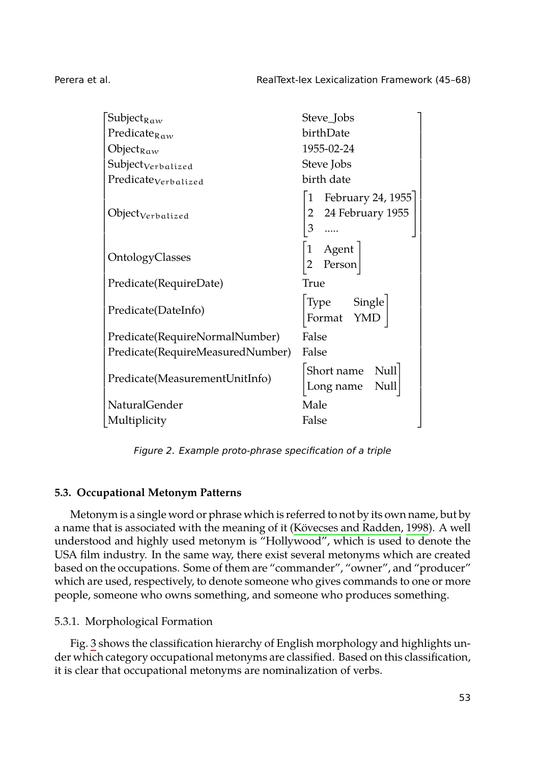| | |
|---|---|
| $\text{Subject}_{Raw}$ | Steve_Jobs |
| $\text{Predicate}_{Raw}$ | birthDate |
| $\text{Object}_{Raw}$ | 1955-02-24 |
| $\text{Subject}_{Verbalized}$ | Steve Jobs |
| $\text{Predicate}_{Verbalized}$ | birth date |
| $\text{Object}_{Verbalized}$ | 1 February 24, 1955; 2 24 February 1955; 3 ..... |
| OntologyClasses | 1 Agent; 2 Person |
| Predicate(RequireDate) | True |
| Predicate(DateInfo) | Type: Single; Format: YMD |
| Predicate(RequireNormalNumber) | False |
| Predicate(RequireMeasuredNumber) | False |
| Predicate(MeasurementUnitInfo) | Short name: Null; Long name: Null |
| NaturalGender | Male |
| Multiplicity | False |

*Figure 2. Example proto-phrase specification of a triple*

### 5.3. Occupational Metonym Patterns

Metonym is a single word or phrase which is referred to not by its own name, but by a name that is associated with the meaning of it (Kövecses and Radden, 1998). A well understood and highly used metonym is "Hollywood", which is used to denote the USA film industry. In the same way, there exist several metonyms which are created based on the occupations. Some of them are "commander", "owner", and "producer" which are used, respectively, to denote someone who gives commands to one or more people, someone who owns something, and someone who produces something.

#### 5.3.1. Morphological Formation

Fig. 3 shows the classification hierarchy of English morphology and highlights under which category occupational metonyms are classified. Based on this classification, it is clear that occupational metonyms are nominalization of verbs.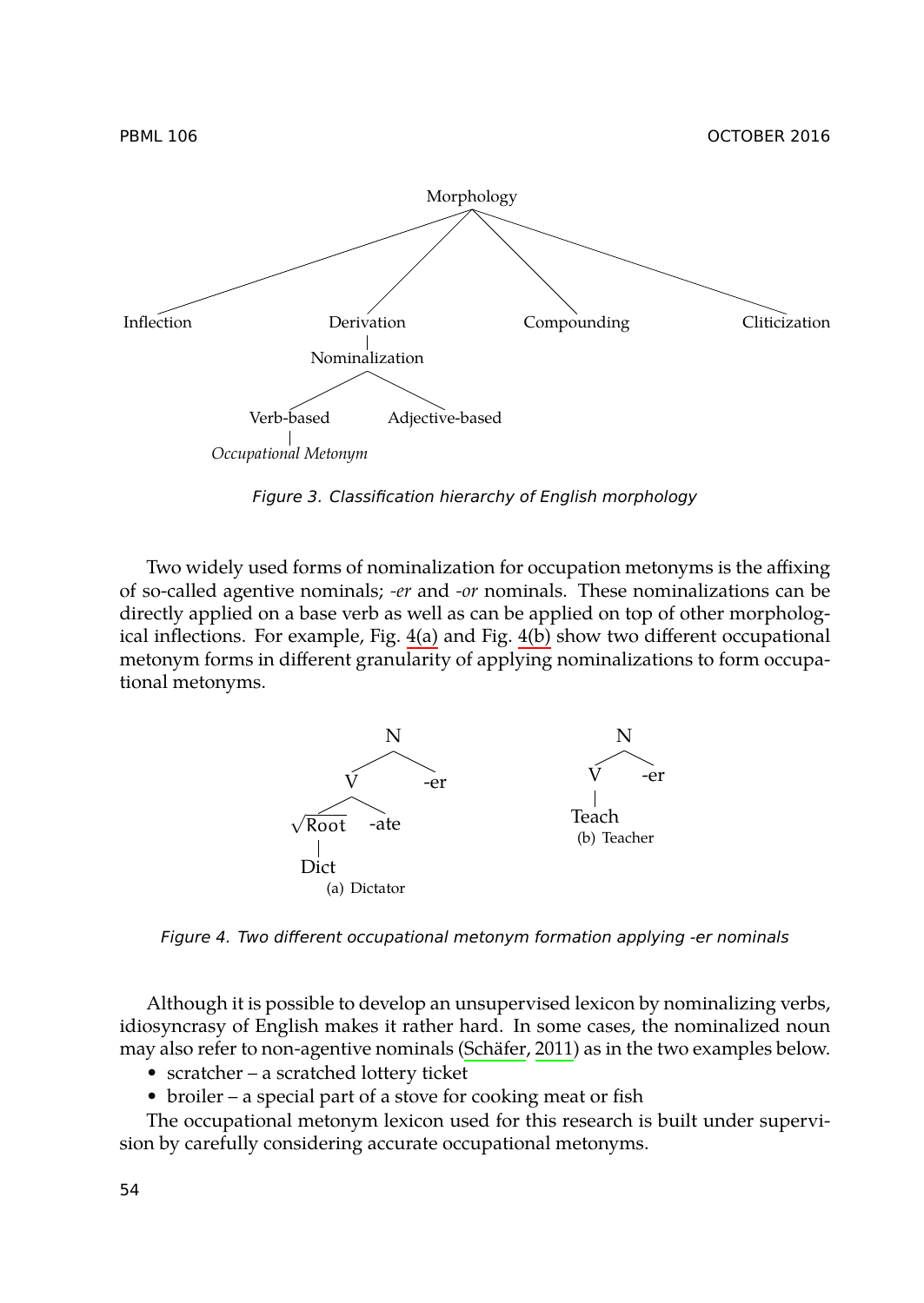Morphology

Inflection | Derivation | Compounding | Cliticization

Derivation → Nominalization → Verb-based | Adjective-based

Verb-based → *Occupational Metonym*

*Figure 3. Classification hierarchy of English morphology*

Two widely used forms of nominalization for occupation metonyms is the affixing of so-called agentive nominals; *-er* and *-or* nominals. These nominalizations can be directly applied on a base verb as well as can be applied on top of other morphological inflections. For example, Fig. 4(a) and Fig. 4(b) show two different occupational metonym forms in different granularity of applying nominalizations to form occupational metonyms.

(a) Dictator: N → [V → [$\sqrt{\text{Root}}$ (Dict) + -ate] + -er]

(b) Teacher: N → [V (Teach) + -er]

*Figure 4. Two different occupational metonym formation applying -er nominals*

Although it is possible to develop an unsupervised lexicon by nominalizing verbs, idiosyncrasy of English makes it rather hard. In some cases, the nominalized noun may also refer to non-agentive nominals (Schäfer, 2011) as in the two examples below.

- scratcher – a scratched lottery ticket
- broiler – a special part of a stove for cooking meat or fish

The occupational metonym lexicon used for this research is built under supervision by carefully considering accurate occupational metonyms.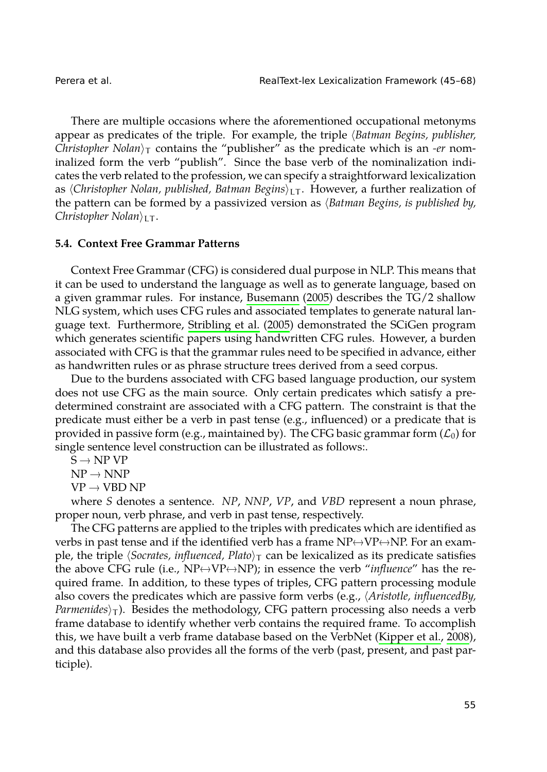There are multiple occasions where the aforementioned occupational metonyms appear as predicates of the triple. For example, the triple $\langle$*Batman Begins, publisher, Christopher Nolan*$\rangle_{\mathrm{T}}$ contains the "publisher" as the predicate which is an *-er* nominalized form the verb "publish". Since the base verb of the nominalization indicates the verb related to the profession, we can specify a straightforward lexicalization as $\langle$*Christopher Nolan, published, Batman Begins*$\rangle_{\mathrm{LT}}$. However, a further realization of the pattern can be formed by a passivized version as $\langle$*Batman Begins, is published by, Christopher Nolan*$\rangle_{\mathrm{LT}}$.

### 5.4. Context Free Grammar Patterns

Context Free Grammar (CFG) is considered dual purpose in NLP. This means that it can be used to understand the language as well as to generate language, based on a given grammar rules. For instance, Busemann (2005) describes the TG/2 shallow NLG system, which uses CFG rules and associated templates to generate natural language text. Furthermore, Stribling et al. (2005) demonstrated the SCiGen program which generates scientific papers using handwritten CFG rules. However, a burden associated with CFG is that the grammar rules need to be specified in advance, either as handwritten rules or as phrase structure trees derived from a seed corpus.

Due to the burdens associated with CFG based language production, our system does not use CFG as the main source. Only certain predicates which satisfy a predetermined constraint are associated with a CFG pattern. The constraint is that the predicate must either be a verb in past tense (e.g., influenced) or a predicate that is provided in passive form (e.g., maintained by). The CFG basic grammar form ($\mathcal{L}_0$) for single sentence level construction can be illustrated as follows:.

S → NP VP  
NP → NNP  
VP → VBD NP

where *S* denotes a sentence. *NP*, *NNP*, *VP*, and *VBD* represent a noun phrase, proper noun, verb phrase, and verb in past tense, respectively.

The CFG patterns are applied to the triples with predicates which are identified as verbs in past tense and if the identified verb has a frame NP↔VP↔NP. For an example, the triple $\langle$*Socrates, influenced, Plato*$\rangle_{\mathrm{T}}$ can be lexicalized as its predicate satisfies the above CFG rule (i.e., NP↔VP↔NP); in essence the verb "*influence*" has the required frame. In addition, to these types of triples, CFG pattern processing module also covers the predicates which are passive form verbs (e.g., $\langle$*Aristotle, influencedBy, Parmenides*$\rangle_{\mathrm{T}}$). Besides the methodology, CFG pattern processing also needs a verb frame database to identify whether verb contains the required frame. To accomplish this, we have built a verb frame database based on the VerbNet (Kipper et al., 2008), and this database also provides all the forms of the verb (past, present, and past participle).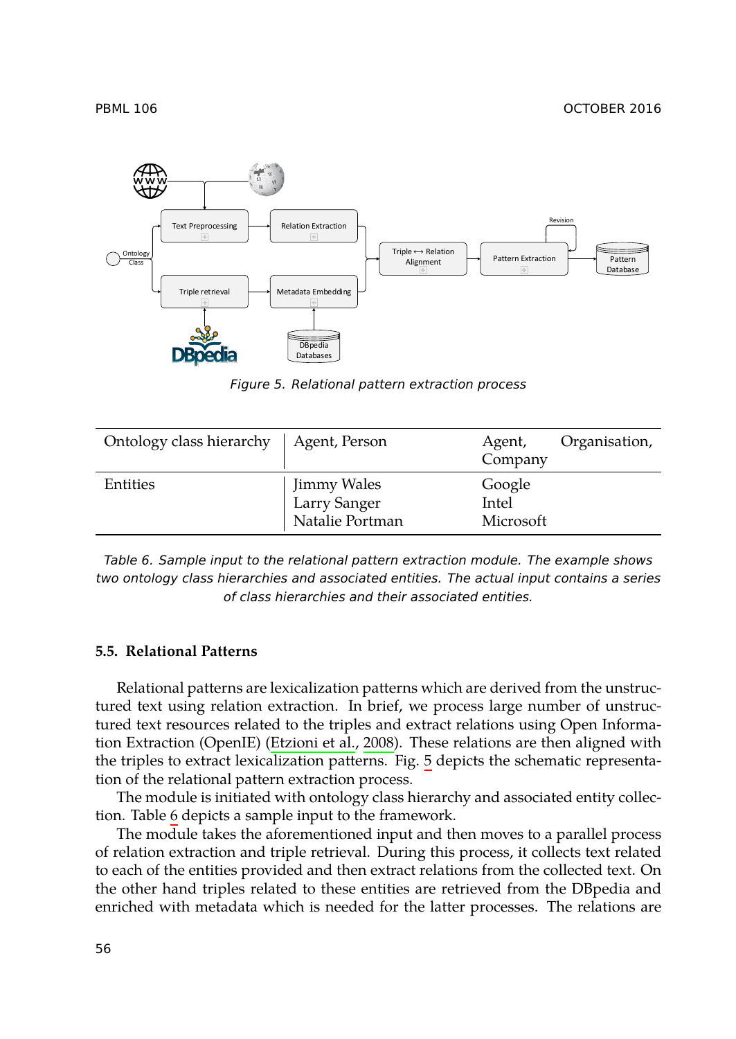Figure 5. Relational pattern extraction process

| Ontology class hierarchy | Agent, Person | Agent, Organisation, Company |
|---|---|---|
| Entities | Jimmy Wales<br>Larry Sanger<br>Natalie Portman | Google<br>Intel<br>Microsoft |

Table 6. Sample input to the relational pattern extraction module. The example shows two ontology class hierarchies and associated entities. The actual input contains a series of class hierarchies and their associated entities.

### 5.5. Relational Patterns

Relational patterns are lexicalization patterns which are derived from the unstructured text using relation extraction. In brief, we process large number of unstructured text resources related to the triples and extract relations using Open Information Extraction (OpenIE) (Etzioni et al., 2008). These relations are then aligned with the triples to extract lexicalization patterns. Fig. 5 depicts the schematic representation of the relational pattern extraction process.

The module is initiated with ontology class hierarchy and associated entity collection. Table 6 depicts a sample input to the framework.

The module takes the aforementioned input and then moves to a parallel process of relation extraction and triple retrieval. During this process, it collects text related to each of the entities provided and then extract relations from the collected text. On the other hand triples related to these entities are retrieved from the DBpedia and enriched with metadata which is needed for the latter processes. The relations are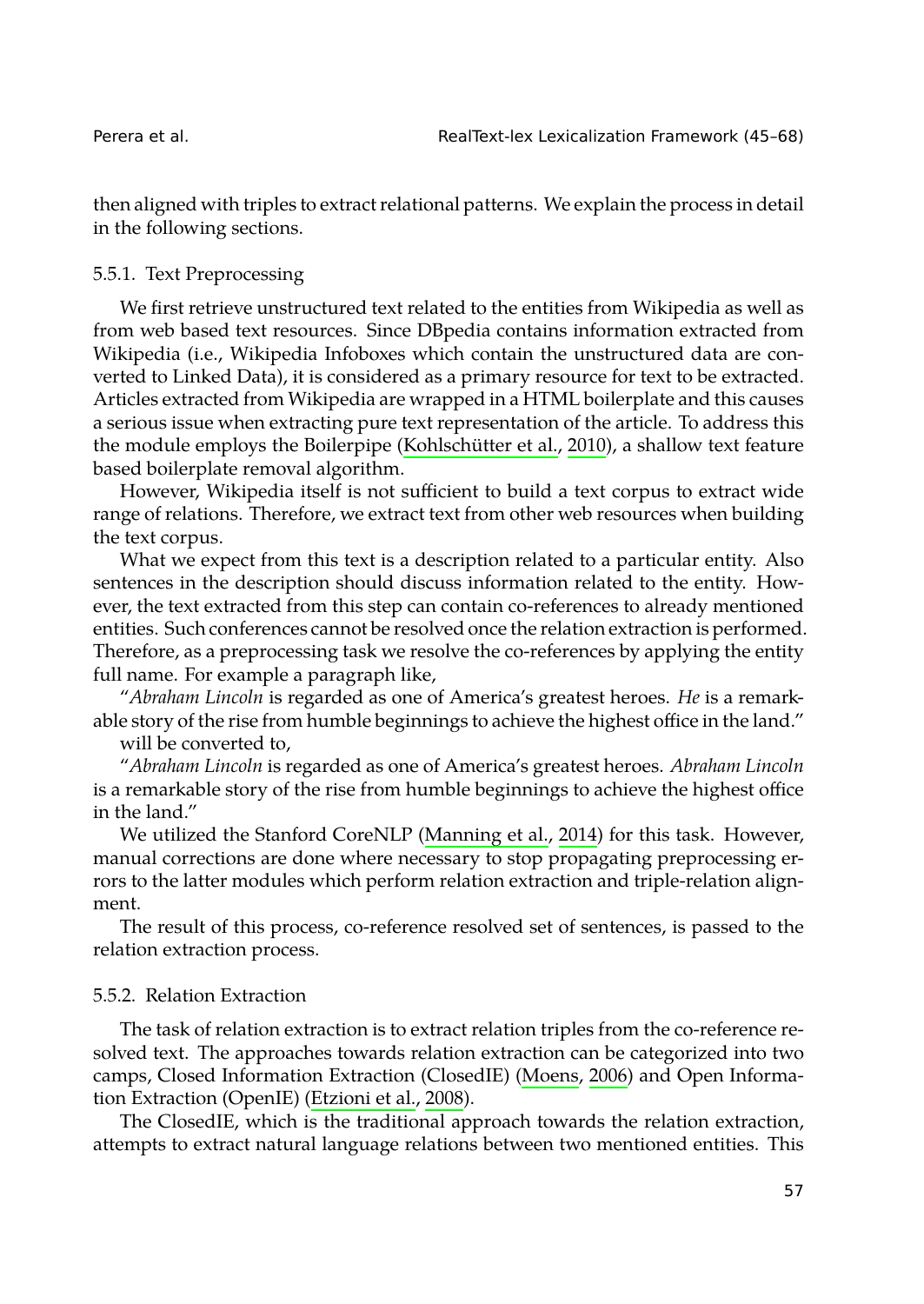then aligned with triples to extract relational patterns. We explain the process in detail in the following sections.

#### 5.5.1. Text Preprocessing

We first retrieve unstructured text related to the entities from Wikipedia as well as from web based text resources. Since DBpedia contains information extracted from Wikipedia (i.e., Wikipedia Infoboxes which contain the unstructured data are converted to Linked Data), it is considered as a primary resource for text to be extracted. Articles extracted from Wikipedia are wrapped in a HTML boilerplate and this causes a serious issue when extracting pure text representation of the article. To address this the module employs the Boilerpipe (Kohlschütter et al., 2010), a shallow text feature based boilerplate removal algorithm.

However, Wikipedia itself is not sufficient to build a text corpus to extract wide range of relations. Therefore, we extract text from other web resources when building the text corpus.

What we expect from this text is a description related to a particular entity. Also sentences in the description should discuss information related to the entity. However, the text extracted from this step can contain co-references to already mentioned entities. Such conferences cannot be resolved once the relation extraction is performed. Therefore, as a preprocessing task we resolve the co-references by applying the entity full name. For example a paragraph like,

"*Abraham Lincoln* is regarded as one of America's greatest heroes. *He* is a remarkable story of the rise from humble beginnings to achieve the highest office in the land."

will be converted to,

"*Abraham Lincoln* is regarded as one of America's greatest heroes. *Abraham Lincoln* is a remarkable story of the rise from humble beginnings to achieve the highest office in the land."

We utilized the Stanford CoreNLP (Manning et al., 2014) for this task. However, manual corrections are done where necessary to stop propagating preprocessing errors to the latter modules which perform relation extraction and triple-relation alignment.

The result of this process, co-reference resolved set of sentences, is passed to the relation extraction process.

#### 5.5.2. Relation Extraction

The task of relation extraction is to extract relation triples from the co-reference resolved text. The approaches towards relation extraction can be categorized into two camps, Closed Information Extraction (ClosedIE) (Moens, 2006) and Open Information Extraction (OpenIE) (Etzioni et al., 2008).

The ClosedIE, which is the traditional approach towards the relation extraction, attempts to extract natural language relations between two mentioned entities. This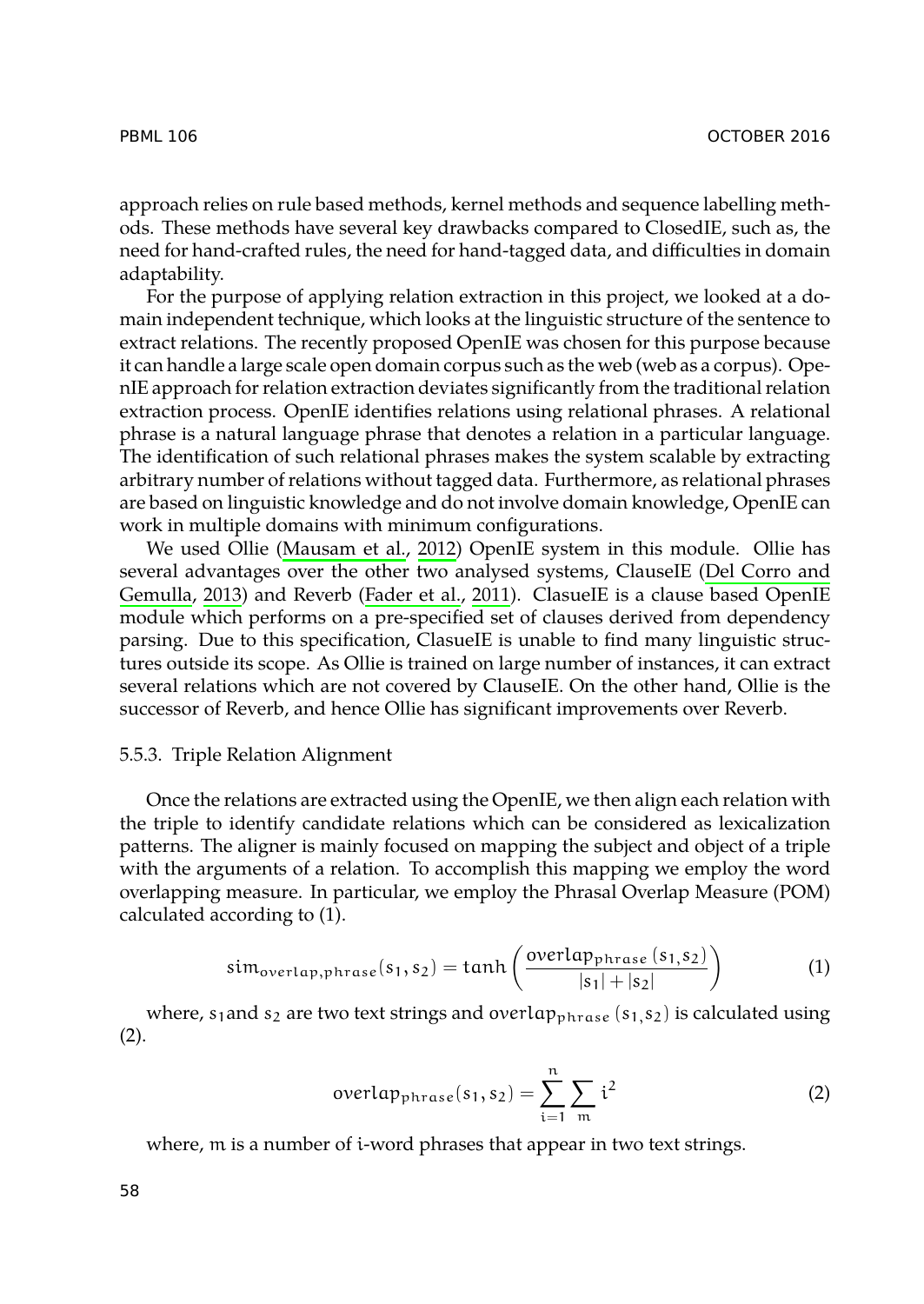approach relies on rule based methods, kernel methods and sequence labelling methods. These methods have several key drawbacks compared to ClosedIE, such as, the need for hand-crafted rules, the need for hand-tagged data, and difficulties in domain adaptability.

For the purpose of applying relation extraction in this project, we looked at a domain independent technique, which looks at the linguistic structure of the sentence to extract relations. The recently proposed OpenIE was chosen for this purpose because it can handle a large scale open domain corpus such as the web (web as a corpus). OpenIE approach for relation extraction deviates significantly from the traditional relation extraction process. OpenIE identifies relations using relational phrases. A relational phrase is a natural language phrase that denotes a relation in a particular language. The identification of such relational phrases makes the system scalable by extracting arbitrary number of relations without tagged data. Furthermore, as relational phrases are based on linguistic knowledge and do not involve domain knowledge, OpenIE can work in multiple domains with minimum configurations.

We used Ollie (Mausam et al., 2012) OpenIE system in this module. Ollie has several advantages over the other two analysed systems, ClauseIE (Del Corro and Gemulla, 2013) and Reverb (Fader et al., 2011). ClasueIE is a clause based OpenIE module which performs on a pre-specified set of clauses derived from dependency parsing. Due to this specification, ClasueIE is unable to find many linguistic structures outside its scope. As Ollie is trained on large number of instances, it can extract several relations which are not covered by ClauseIE. On the other hand, Ollie is the successor of Reverb, and hence Ollie has significant improvements over Reverb.

#### 5.5.3. Triple Relation Alignment

Once the relations are extracted using the OpenIE, we then align each relation with the triple to identify candidate relations which can be considered as lexicalization patterns. The aligner is mainly focused on mapping the subject and object of a triple with the arguments of a relation. To accomplish this mapping we employ the word overlapping measure. In particular, we employ the Phrasal Overlap Measure (POM) calculated according to (1).

$$sim_{overlap,phrase}(s_1, s_2) = \tanh\left(\frac{overlap_{phrase}(s_1, s_2)}{|s_1| + |s_2|}\right) \tag{1}$$

where, $s_1$ and $s_2$ are two text strings and $overlap_{phrase}(s_1, s_2)$ is calculated using (2).

$$overlap_{phrase}(s_1, s_2) = \sum_{i=1}^{n} \sum_{m} i^2 \tag{2}$$

where, $m$ is a number of $i$-word phrases that appear in two text strings.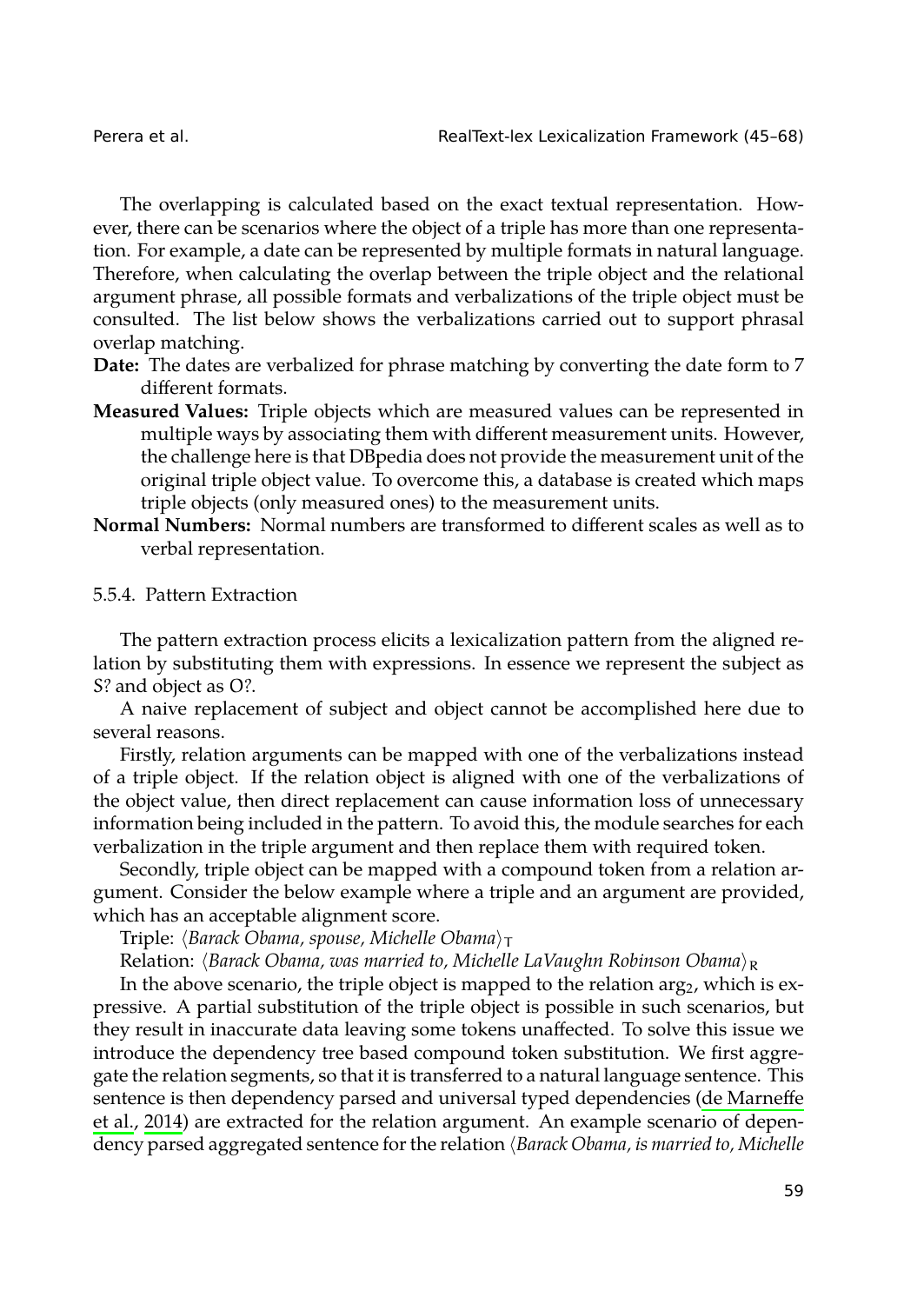The overlapping is calculated based on the exact textual representation. However, there can be scenarios where the object of a triple has more than one representation. For example, a date can be represented by multiple formats in natural language. Therefore, when calculating the overlap between the triple object and the relational argument phrase, all possible formats and verbalizations of the triple object must be consulted. The list below shows the verbalizations carried out to support phrasal overlap matching.

**Date:** The dates are verbalized for phrase matching by converting the date form to 7 different formats.

**Measured Values:** Triple objects which are measured values can be represented in multiple ways by associating them with different measurement units. However, the challenge here is that DBpedia does not provide the measurement unit of the original triple object value. To overcome this, a database is created which maps triple objects (only measured ones) to the measurement units.

**Normal Numbers:** Normal numbers are transformed to different scales as well as to verbal representation.

#### 5.5.4. Pattern Extraction

The pattern extraction process elicits a lexicalization pattern from the aligned relation by substituting them with expressions. In essence we represent the subject as S? and object as O?.

A naive replacement of subject and object cannot be accomplished here due to several reasons.

Firstly, relation arguments can be mapped with one of the verbalizations instead of a triple object. If the relation object is aligned with one of the verbalizations of the object value, then direct replacement can cause information loss of unnecessary information being included in the pattern. To avoid this, the module searches for each verbalization in the triple argument and then replace them with required token.

Secondly, triple object can be mapped with a compound token from a relation argument. Consider the below example where a triple and an argument are provided, which has an acceptable alignment score.

Triple: $\langle$*Barack Obama, spouse, Michelle Obama*$\rangle_T$

Relation: $\langle$*Barack Obama, was married to, Michelle LaVaughn Robinson Obama*$\rangle_R$

In the above scenario, the triple object is mapped to the relation $\text{arg}_2$, which is expressive. A partial substitution of the triple object is possible in such scenarios, but they result in inaccurate data leaving some tokens unaffected. To solve this issue we introduce the dependency tree based compound token substitution. We first aggregate the relation segments, so that it is transferred to a natural language sentence. This sentence is then dependency parsed and universal typed dependencies (de Marneffe et al., 2014) are extracted for the relation argument. An example scenario of dependency parsed aggregated sentence for the relation $\langle$*Barack Obama, is married to, Michelle*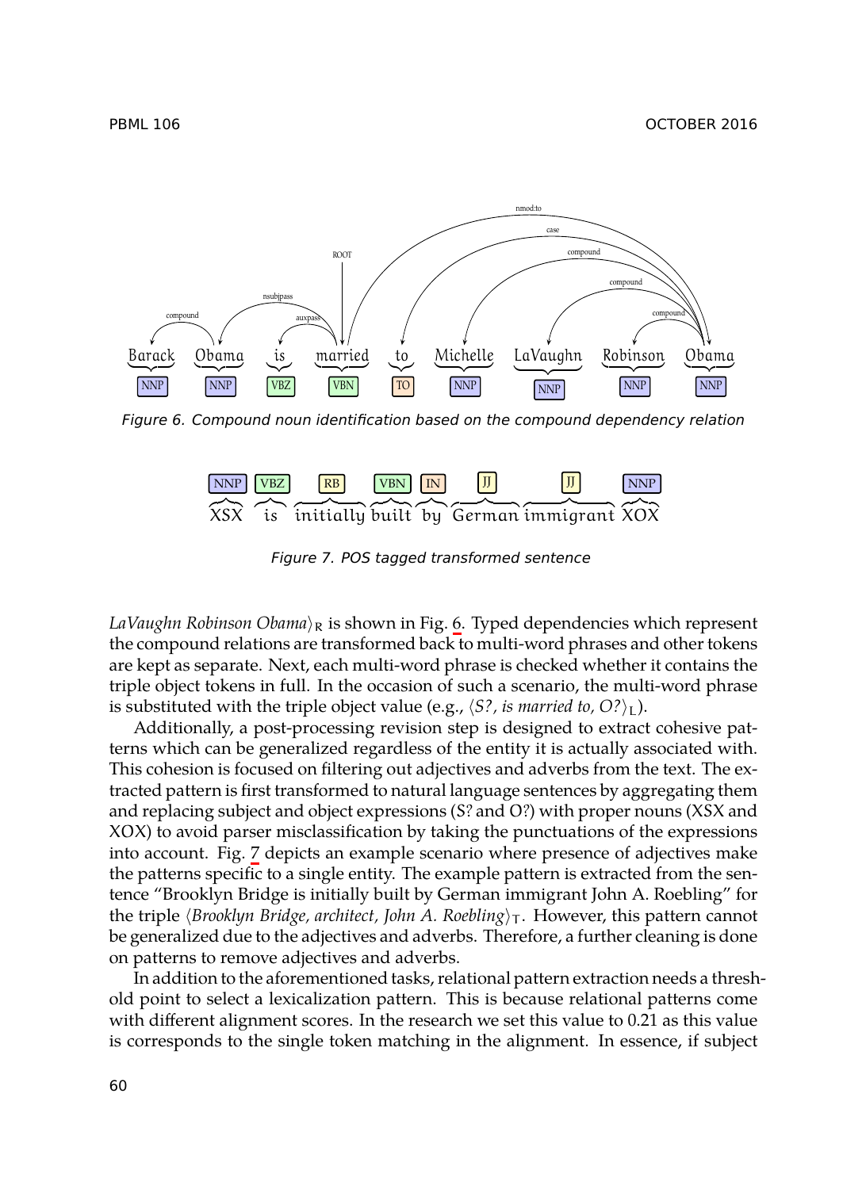Figure 6. Compound noun identification based on the compound dependency relation

Figure 7. POS tagged transformed sentence

*LaVaughn Robinson Obama*$\rangle_{\mathrm{R}}$ is shown in Fig. 6. Typed dependencies which represent the compound relations are transformed back to multi-word phrases and other tokens are kept as separate. Next, each multi-word phrase is checked whether it contains the triple object tokens in full. In the occasion of such a scenario, the multi-word phrase is substituted with the triple object value (e.g., $\langle$*S?, is married to, O?*$\rangle_{\mathrm{L}}$).

Additionally, a post-processing revision step is designed to extract cohesive patterns which can be generalized regardless of the entity it is actually associated with. This cohesion is focused on filtering out adjectives and adverbs from the text. The extracted pattern is first transformed to natural language sentences by aggregating them and replacing subject and object expressions (S? and O?) with proper nouns (XSX and XOX) to avoid parser misclassification by taking the punctuations of the expressions into account. Fig. 7 depicts an example scenario where presence of adjectives make the patterns specific to a single entity. The example pattern is extracted from the sentence "Brooklyn Bridge is initially built by German immigrant John A. Roebling" for the triple $\langle$*Brooklyn Bridge, architect, John A. Roebling*$\rangle_{\mathrm{T}}$. However, this pattern cannot be generalized due to the adjectives and adverbs. Therefore, a further cleaning is done on patterns to remove adjectives and adverbs.

In addition to the aforementioned tasks, relational pattern extraction needs a threshold point to select a lexicalization pattern. This is because relational patterns come with different alignment scores. In the research we set this value to 0.21 as this value is corresponds to the single token matching in the alignment. In essence, if subject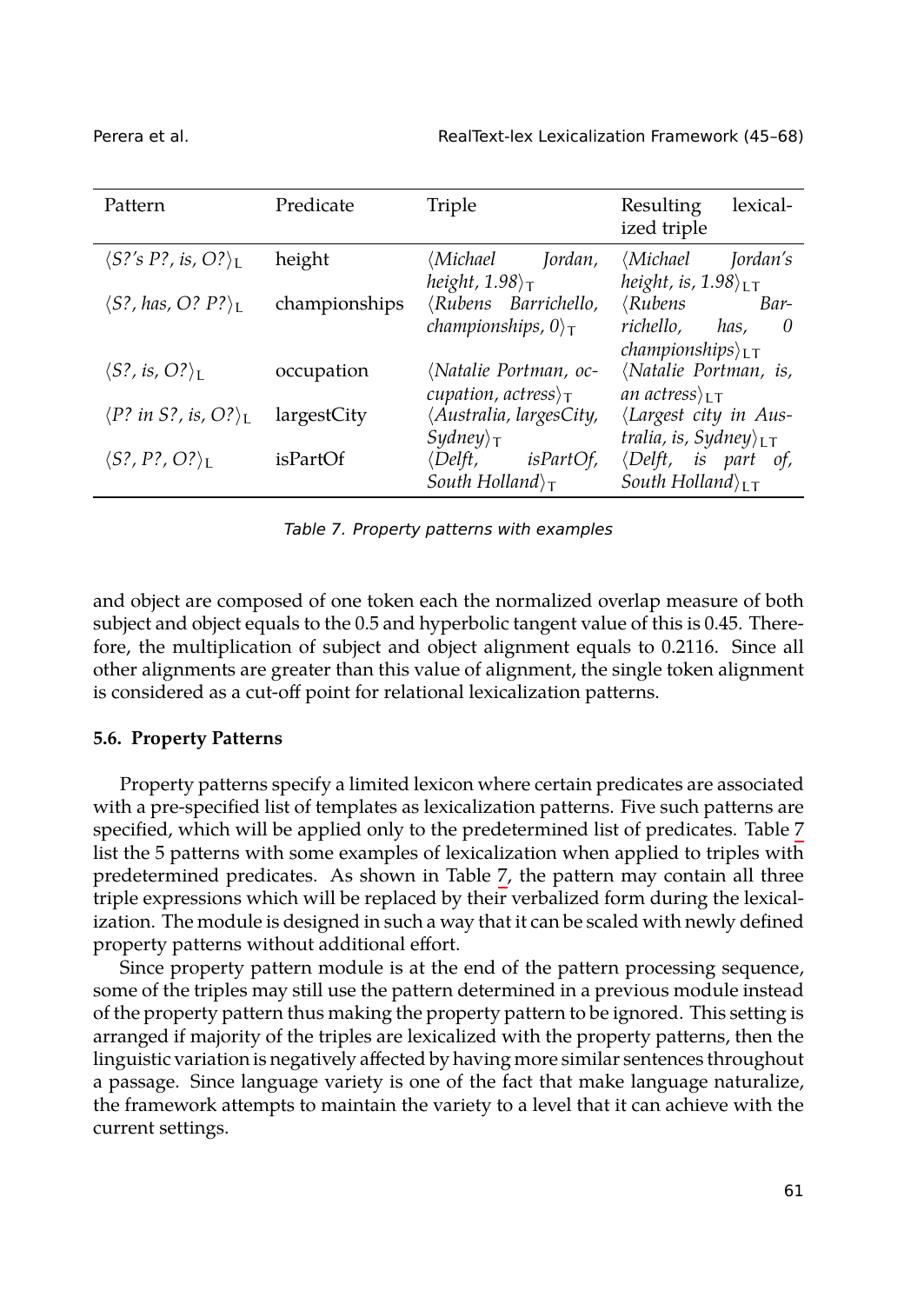| Pattern | Predicate | Triple | Resulting lexicalized triple |
|---|---|---|---|
| $\langle$*S?'s P?, is, O?*$\rangle_L$ | height | $\langle$*Michael Jordan, height, 1.98*$\rangle_T$ | $\langle$*Michael Jordan's height, is, 1.98*$\rangle_{LT}$ |
| $\langle$*S?, has, O? P?*$\rangle_L$ | championships | $\langle$*Rubens Barrichello, championships, 0*$\rangle_T$ | $\langle$*Rubens Barrichello, has, 0 championships*$\rangle_{LT}$ |
| $\langle$*S?, is, O?*$\rangle_L$ | occupation | $\langle$*Natalie Portman, occupation, actress*$\rangle_T$ | $\langle$*Natalie Portman, is, an actress*$\rangle_{LT}$ |
| $\langle$*P? in S?, is, O?*$\rangle_L$ | largestCity | $\langle$*Australia, largesCity, Sydney*$\rangle_T$ | $\langle$*Largest city in Australia, is, Sydney*$\rangle_{LT}$ |
| $\langle$*S?, P?, O?*$\rangle_L$ | isPartOf | $\langle$*Delft, isPartOf, South Holland*$\rangle_T$ | $\langle$*Delft, is part of, South Holland*$\rangle_{LT}$ |

*Table 7. Property patterns with examples*

and object are composed of one token each the normalized overlap measure of both subject and object equals to the 0.5 and hyperbolic tangent value of this is 0.45. Therefore, the multiplication of subject and object alignment equals to 0.2116. Since all other alignments are greater than this value of alignment, the single token alignment is considered as a cut-off point for relational lexicalization patterns.

### 5.6. Property Patterns

Property patterns specify a limited lexicon where certain predicates are associated with a pre-specified list of templates as lexicalization patterns. Five such patterns are specified, which will be applied only to the predetermined list of predicates. Table 7 list the 5 patterns with some examples of lexicalization when applied to triples with predetermined predicates. As shown in Table 7, the pattern may contain all three triple expressions which will be replaced by their verbalized form during the lexicalization. The module is designed in such a way that it can be scaled with newly defined property patterns without additional effort.

Since property pattern module is at the end of the pattern processing sequence, some of the triples may still use the pattern determined in a previous module instead of the property pattern thus making the property pattern to be ignored. This setting is arranged if majority of the triples are lexicalized with the property patterns, then the linguistic variation is negatively affected by having more similar sentences throughout a passage. Since language variety is one of the fact that make language naturalize, the framework attempts to maintain the variety to a level that it can achieve with the current settings.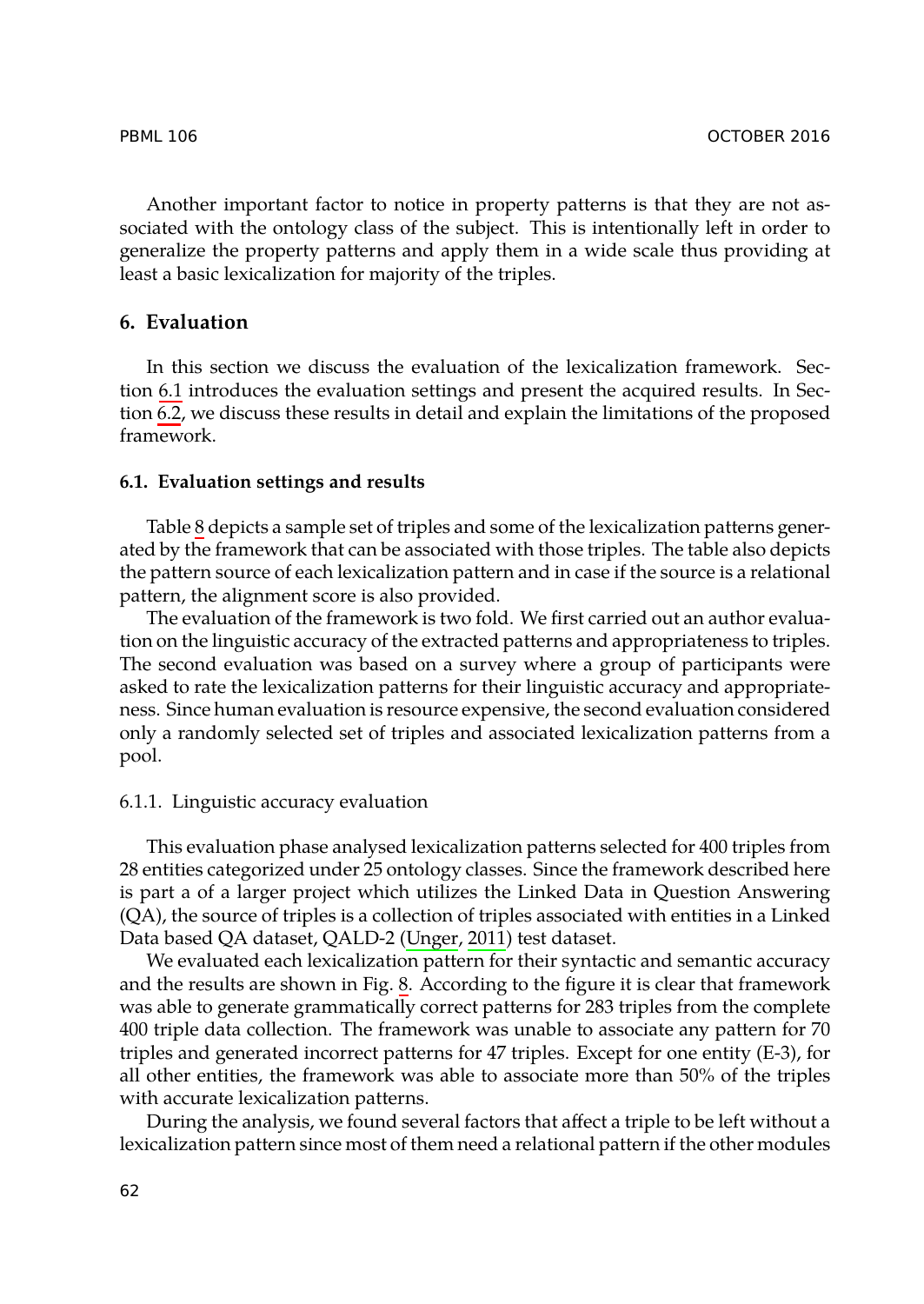Another important factor to notice in property patterns is that they are not associated with the ontology class of the subject. This is intentionally left in order to generalize the property patterns and apply them in a wide scale thus providing at least a basic lexicalization for majority of the triples.

## 6. Evaluation

In this section we discuss the evaluation of the lexicalization framework. Section 6.1 introduces the evaluation settings and present the acquired results. In Section 6.2, we discuss these results in detail and explain the limitations of the proposed framework.

### 6.1. Evaluation settings and results

Table 8 depicts a sample set of triples and some of the lexicalization patterns generated by the framework that can be associated with those triples. The table also depicts the pattern source of each lexicalization pattern and in case if the source is a relational pattern, the alignment score is also provided.

The evaluation of the framework is two fold. We first carried out an author evaluation on the linguistic accuracy of the extracted patterns and appropriateness to triples. The second evaluation was based on a survey where a group of participants were asked to rate the lexicalization patterns for their linguistic accuracy and appropriateness. Since human evaluation is resource expensive, the second evaluation considered only a randomly selected set of triples and associated lexicalization patterns from a pool.

#### 6.1.1. Linguistic accuracy evaluation

This evaluation phase analysed lexicalization patterns selected for 400 triples from 28 entities categorized under 25 ontology classes. Since the framework described here is part a of a larger project which utilizes the Linked Data in Question Answering (QA), the source of triples is a collection of triples associated with entities in a Linked Data based QA dataset, QALD-2 (Unger, 2011) test dataset.

We evaluated each lexicalization pattern for their syntactic and semantic accuracy and the results are shown in Fig. 8. According to the figure it is clear that framework was able to generate grammatically correct patterns for 283 triples from the complete 400 triple data collection. The framework was unable to associate any pattern for 70 triples and generated incorrect patterns for 47 triples. Except for one entity (E-3), for all other entities, the framework was able to associate more than 50% of the triples with accurate lexicalization patterns.

During the analysis, we found several factors that affect a triple to be left without a lexicalization pattern since most of them need a relational pattern if the other modules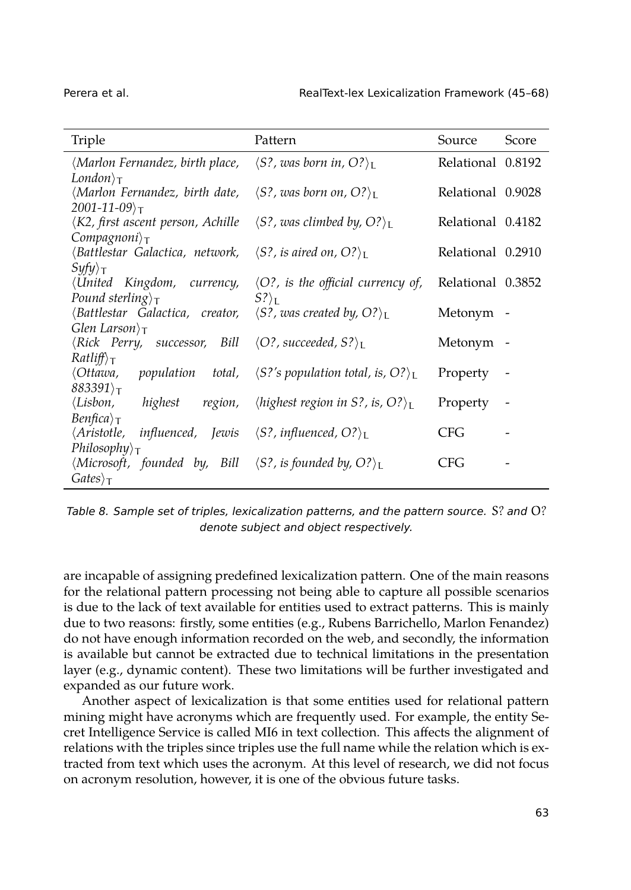| Triple | Pattern | Source | Score |
|---|---|---|---|
| $\langle$*Marlon Fernandez, birth place, London*$\rangle_\mathsf{T}$ | $\langle$*S?, was born in, O?*$\rangle_\mathsf{L}$ | Relational | 0.8192 |
| $\langle$*Marlon Fernandez, birth date, 2001-11-09*$\rangle_\mathsf{T}$ | $\langle$*S?, was born on, O?*$\rangle_\mathsf{L}$ | Relational | 0.9028 |
| $\langle$*K2, first ascent person, Achille Compagnoni*$\rangle_\mathsf{T}$ | $\langle$*S?, was climbed by, O?*$\rangle_\mathsf{L}$ | Relational | 0.4182 |
| $\langle$*Battlestar Galactica, network, Syfy*$\rangle_\mathsf{T}$ | $\langle$*S?, is aired on, O?*$\rangle_\mathsf{L}$ | Relational | 0.2910 |
| $\langle$*United Kingdom, currency, Pound sterling*$\rangle_\mathsf{T}$ | $\langle$*O?, is the official currency of, S?*$\rangle_\mathsf{L}$ | Relational | 0.3852 |
| $\langle$*Battlestar Galactica, creator, Glen Larson*$\rangle_\mathsf{T}$ | $\langle$*S?, was created by, O?*$\rangle_\mathsf{L}$ | Metonym | - |
| $\langle$*Rick Perry, successor, Bill Ratliff*$\rangle_\mathsf{T}$ | $\langle$*O?, succeeded, S?*$\rangle_\mathsf{L}$ | Metonym | - |
| $\langle$*Ottawa, population total, 883391*$\rangle_\mathsf{T}$ | $\langle$*S?'s population total, is, O?*$\rangle_\mathsf{L}$ | Property | - |
| $\langle$*Lisbon, highest region, Benfica*$\rangle_\mathsf{T}$ | $\langle$*highest region in S?, is, O?*$\rangle_\mathsf{L}$ | Property | - |
| $\langle$*Aristotle, influenced, Jewis Philosophy*$\rangle_\mathsf{T}$ | $\langle$*S?, influenced, O?*$\rangle_\mathsf{L}$ | CFG | - |
| $\langle$*Microsoft, founded by, Bill Gates*$\rangle_\mathsf{T}$ | $\langle$*S?, is founded by, O?*$\rangle_\mathsf{L}$ | CFG | - |

*Table 8. Sample set of triples, lexicalization patterns, and the pattern source. S? and O? denote subject and object respectively.*

are incapable of assigning predefined lexicalization pattern. One of the main reasons for the relational pattern processing not being able to capture all possible scenarios is due to the lack of text available for entities used to extract patterns. This is mainly due to two reasons: firstly, some entities (e.g., Rubens Barrichello, Marlon Fenandez) do not have enough information recorded on the web, and secondly, the information is available but cannot be extracted due to technical limitations in the presentation layer (e.g., dynamic content). These two limitations will be further investigated and expanded as our future work.

Another aspect of lexicalization is that some entities used for relational pattern mining might have acronyms which are frequently used. For example, the entity Secret Intelligence Service is called MI6 in text collection. This affects the alignment of relations with the triples since triples use the full name while the relation which is extracted from text which uses the acronym. At this level of research, we did not focus on acronym resolution, however, it is one of the obvious future tasks.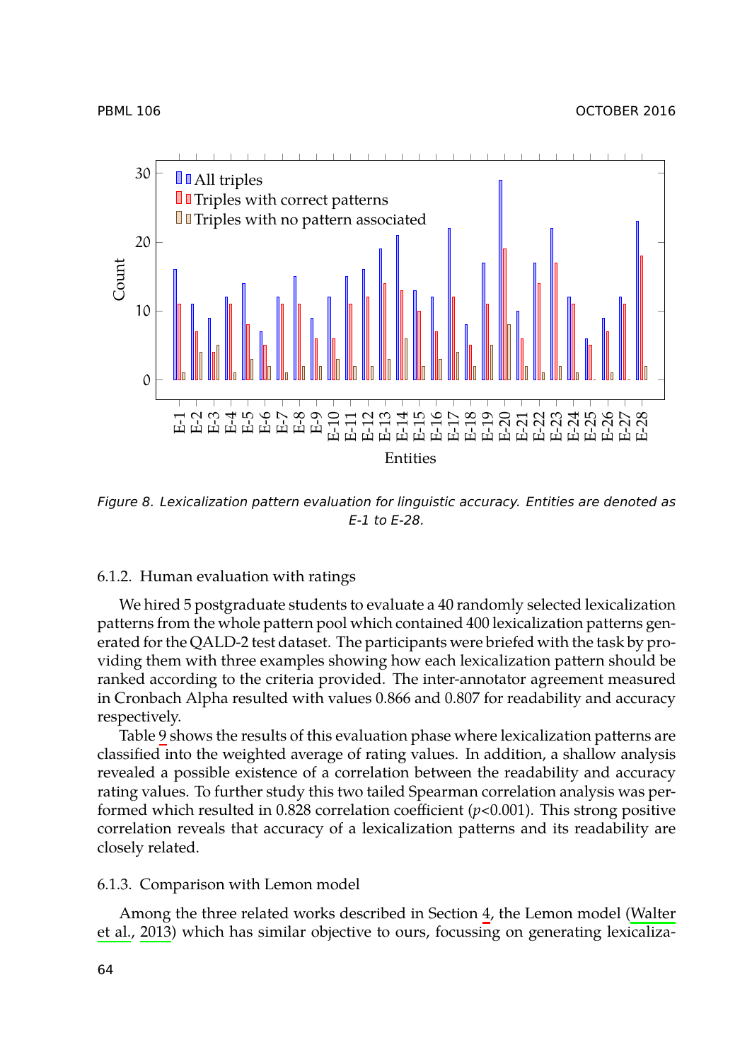Figure 8. Lexicalization pattern evaluation for linguistic accuracy. Entities are denoted as E-1 to E-28.

#### 6.1.2. Human evaluation with ratings

We hired 5 postgraduate students to evaluate a 40 randomly selected lexicalization patterns from the whole pattern pool which contained 400 lexicalization patterns generated for the QALD-2 test dataset. The participants were briefed with the task by providing them with three examples showing how each lexicalization pattern should be ranked according to the criteria provided. The inter-annotator agreement measured in Cronbach Alpha resulted with values 0.866 and 0.807 for readability and accuracy respectively.

Table 9 shows the results of this evaluation phase where lexicalization patterns are classified into the weighted average of rating values. In addition, a shallow analysis revealed a possible existence of a correlation between the readability and accuracy rating values. To further study this two tailed Spearman correlation analysis was performed which resulted in 0.828 correlation coefficient ($p$<0.001). This strong positive correlation reveals that accuracy of a lexicalization patterns and its readability are closely related.

#### 6.1.3. Comparison with Lemon model

Among the three related works described in Section 4, the Lemon model (Walter et al., 2013) which has similar objective to ours, focussing on generating lexicaliza-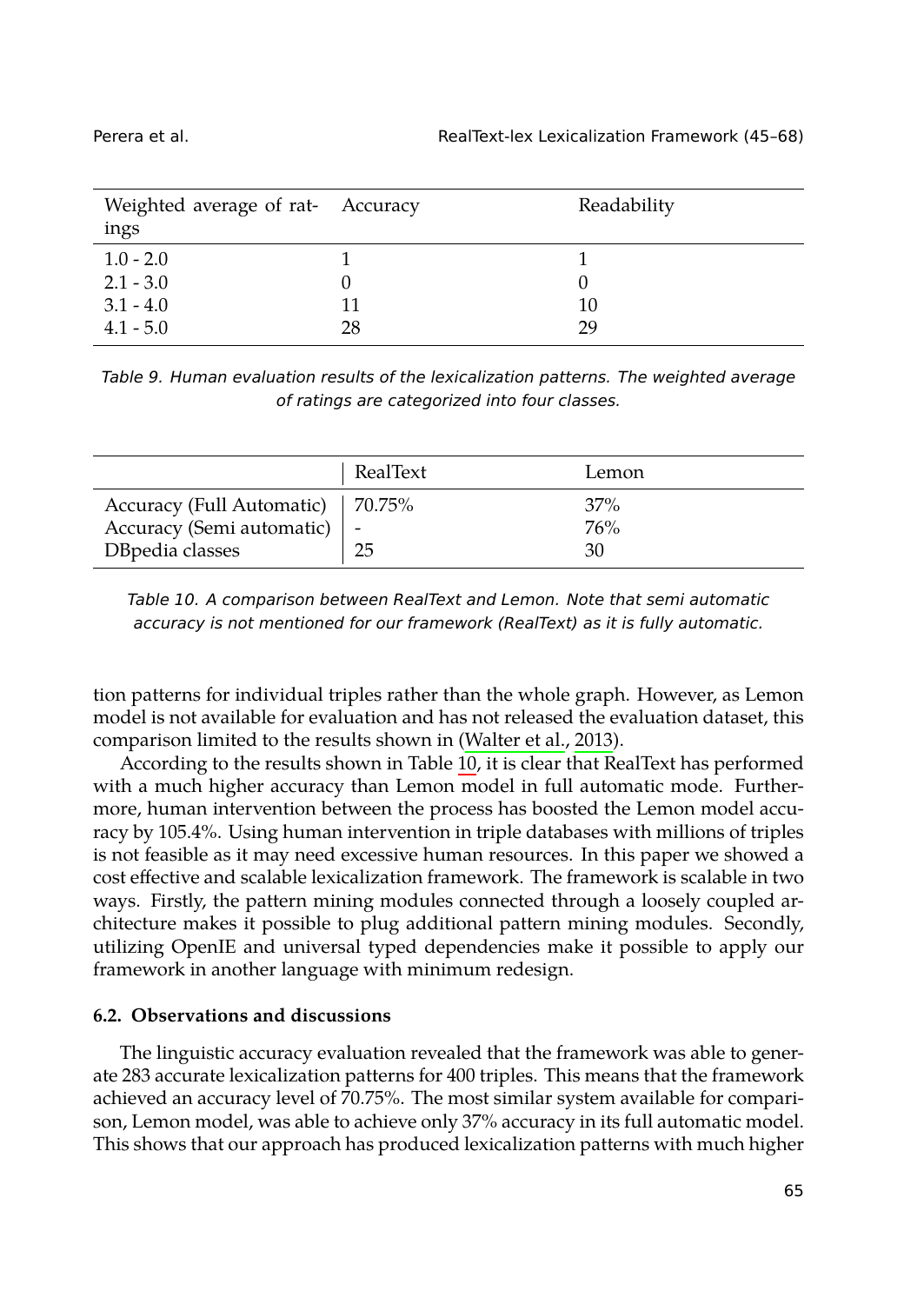| Weighted average of ratings | Accuracy | Readability |
|---|---|---|
| 1.0 - 2.0 | 1 | 1 |
| 2.1 - 3.0 | 0 | 0 |
| 3.1 - 4.0 | 11 | 10 |
| 4.1 - 5.0 | 28 | 29 |

*Table 9. Human evaluation results of the lexicalization patterns. The weighted average of ratings are categorized into four classes.*

| | RealText | Lemon |
|---|---|---|
| Accuracy (Full Automatic) | 70.75% | 37% |
| Accuracy (Semi automatic) | - | 76% |
| DBpedia classes | 25 | 30 |

*Table 10. A comparison between RealText and Lemon. Note that semi automatic accuracy is not mentioned for our framework (RealText) as it is fully automatic.*

tion patterns for individual triples rather than the whole graph. However, as Lemon model is not available for evaluation and has not released the evaluation dataset, this comparison limited to the results shown in (Walter et al., 2013).

According to the results shown in Table 10, it is clear that RealText has performed with a much higher accuracy than Lemon model in full automatic mode. Furthermore, human intervention between the process has boosted the Lemon model accuracy by 105.4%. Using human intervention in triple databases with millions of triples is not feasible as it may need excessive human resources. In this paper we showed a cost effective and scalable lexicalization framework. The framework is scalable in two ways. Firstly, the pattern mining modules connected through a loosely coupled architecture makes it possible to plug additional pattern mining modules. Secondly, utilizing OpenIE and universal typed dependencies make it possible to apply our framework in another language with minimum redesign.

### 6.2. Observations and discussions

The linguistic accuracy evaluation revealed that the framework was able to generate 283 accurate lexicalization patterns for 400 triples. This means that the framework achieved an accuracy level of 70.75%. The most similar system available for comparison, Lemon model, was able to achieve only 37% accuracy in its full automatic model. This shows that our approach has produced lexicalization patterns with much higher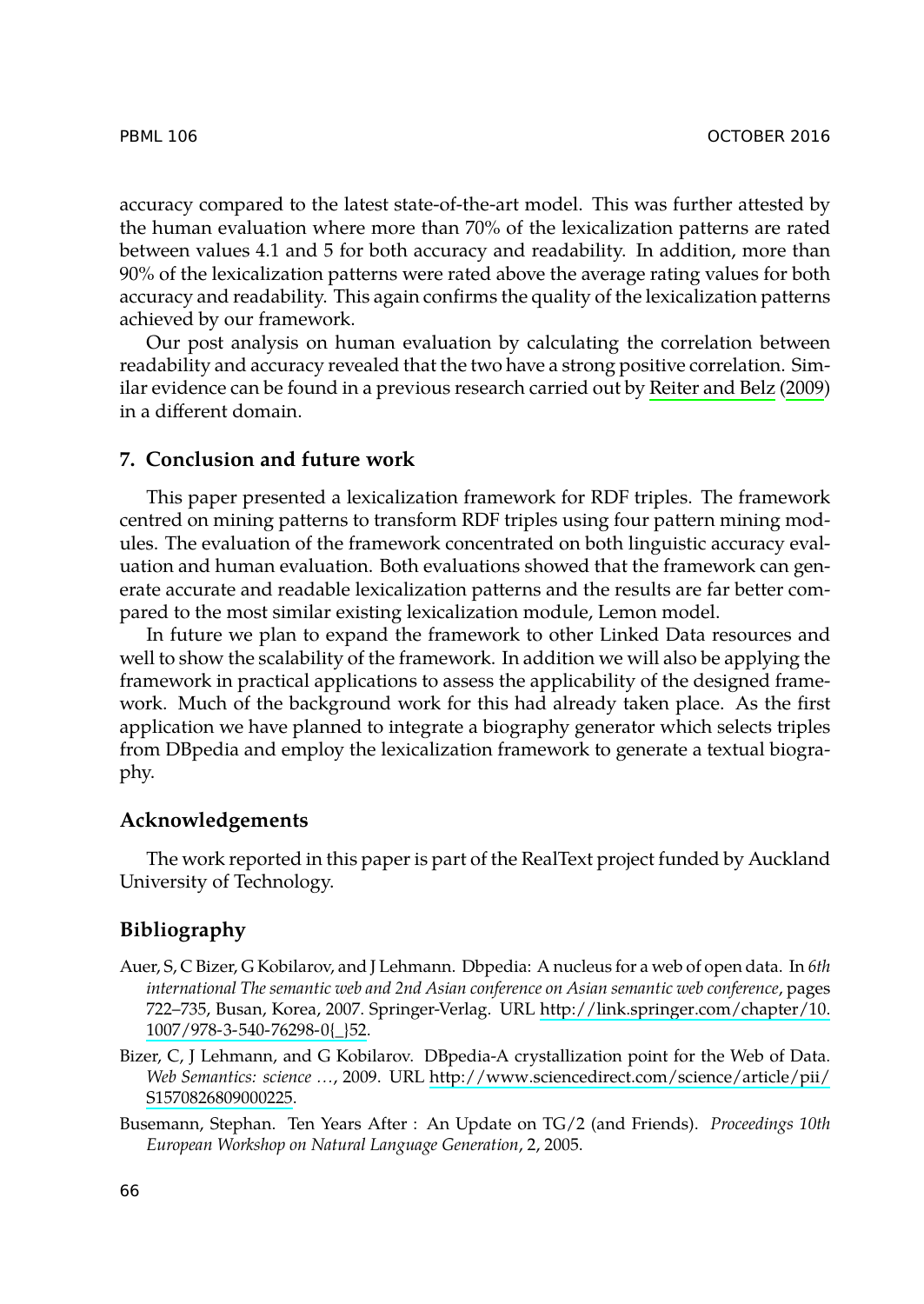accuracy compared to the latest state-of-the-art model. This was further attested by the human evaluation where more than 70% of the lexicalization patterns are rated between values 4.1 and 5 for both accuracy and readability. In addition, more than 90% of the lexicalization patterns were rated above the average rating values for both accuracy and readability. This again confirms the quality of the lexicalization patterns achieved by our framework.

Our post analysis on human evaluation by calculating the correlation between readability and accuracy revealed that the two have a strong positive correlation. Similar evidence can be found in a previous research carried out by Reiter and Belz (2009) in a different domain.

## 7. Conclusion and future work

This paper presented a lexicalization framework for RDF triples. The framework centred on mining patterns to transform RDF triples using four pattern mining modules. The evaluation of the framework concentrated on both linguistic accuracy evaluation and human evaluation. Both evaluations showed that the framework can generate accurate and readable lexicalization patterns and the results are far better compared to the most similar existing lexicalization module, Lemon model.

In future we plan to expand the framework to other Linked Data resources and well to show the scalability of the framework. In addition we will also be applying the framework in practical applications to assess the applicability of the designed framework. Much of the background work for this had already taken place. As the first application we have planned to integrate a biography generator which selects triples from DBpedia and employ the lexicalization framework to generate a textual biography.

## Acknowledgements

The work reported in this paper is part of the RealText project funded by Auckland University of Technology.

## Bibliography

Auer, S, C Bizer, G Kobilarov, and J Lehmann. Dbpedia: A nucleus for a web of open data. In *6th international The semantic web and 2nd Asian conference on Asian semantic web conference*, pages 722–735, Busan, Korea, 2007. Springer-Verlag. URL http://link.springer.com/chapter/10.1007/978-3-540-76298-0{_}52.

Bizer, C, J Lehmann, and G Kobilarov. DBpedia-A crystallization point for the Web of Data. *Web Semantics: science …*, 2009. URL http://www.sciencedirect.com/science/article/pii/S1570826809000225.

Busemann, Stephan. Ten Years After : An Update on TG/2 (and Friends). *Proceedings 10th European Workshop on Natural Language Generation*, 2, 2005.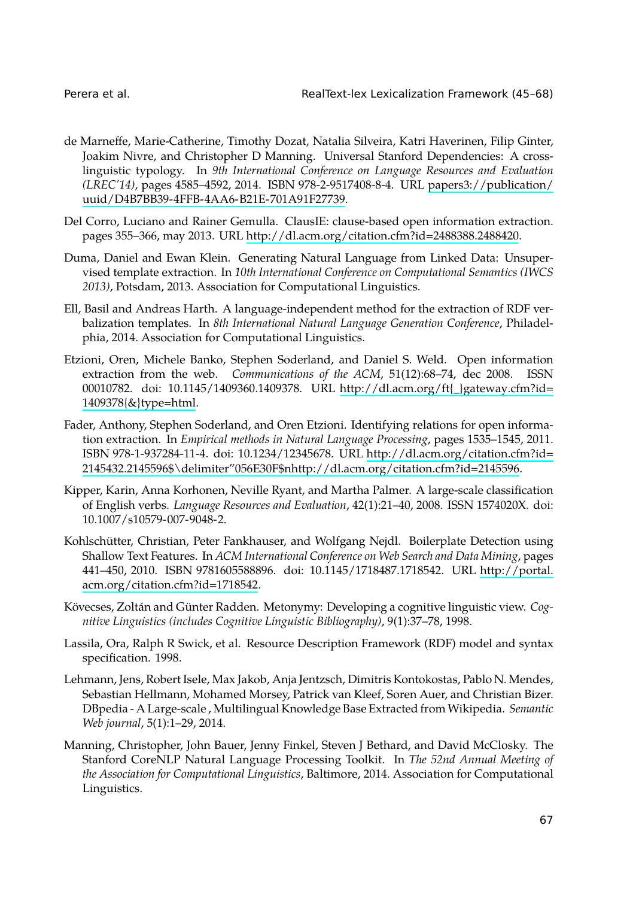de Marneffe, Marie-Catherine, Timothy Dozat, Natalia Silveira, Katri Haverinen, Filip Ginter, Joakim Nivre, and Christopher D Manning. Universal Stanford Dependencies: A cross-linguistic typology. In *9th International Conference on Language Resources and Evaluation (LREC'14)*, pages 4585–4592, 2014. ISBN 978-2-9517408-8-4. URL papers3://publication/uuid/D4B7BB39-4FFB-4AA6-B21E-701A91F27739.

Del Corro, Luciano and Rainer Gemulla. ClausIE: clause-based open information extraction. pages 355–366, may 2013. URL http://dl.acm.org/citation.cfm?id=2488388.2488420.

Duma, Daniel and Ewan Klein. Generating Natural Language from Linked Data: Unsupervised template extraction. In *10th International Conference on Computational Semantics (IWCS 2013)*, Potsdam, 2013. Association for Computational Linguistics.

Ell, Basil and Andreas Harth. A language-independent method for the extraction of RDF verbalization templates. In *8th International Natural Language Generation Conference*, Philadelphia, 2014. Association for Computational Linguistics.

Etzioni, Oren, Michele Banko, Stephen Soderland, and Daniel S. Weld. Open information extraction from the web. *Communications of the ACM*, 51(12):68–74, dec 2008. ISSN 00010782. doi: 10.1145/1409360.1409378. URL http://dl.acm.org/ft{_}gateway.cfm?id=1409378{&}type=html.

Fader, Anthony, Stephen Soderland, and Oren Etzioni. Identifying relations for open information extraction. In *Empirical methods in Natural Language Processing*, pages 1535–1545, 2011. ISBN 978-1-937284-11-4. doi: 10.1234/12345678. URL http://dl.acm.org/citation.cfm?id=2145432.2145596$\delimiter"056E30F$nhttp://dl.acm.org/citation.cfm?id=2145596.

Kipper, Karin, Anna Korhonen, Neville Ryant, and Martha Palmer. A large-scale classification of English verbs. *Language Resources and Evaluation*, 42(1):21–40, 2008. ISSN 1574020X. doi: 10.1007/s10579-007-9048-2.

Kohlschütter, Christian, Peter Fankhauser, and Wolfgang Nejdl. Boilerplate Detection using Shallow Text Features. In *ACM International Conference on Web Search and Data Mining*, pages 441–450, 2010. ISBN 9781605588896. doi: 10.1145/1718487.1718542. URL http://portal.acm.org/citation.cfm?id=1718542.

Kövecses, Zoltán and Günter Radden. Metonymy: Developing a cognitive linguistic view. *Cognitive Linguistics (includes Cognitive Linguistic Bibliography)*, 9(1):37–78, 1998.

Lassila, Ora, Ralph R Swick, et al. Resource Description Framework (RDF) model and syntax specification. 1998.

Lehmann, Jens, Robert Isele, Max Jakob, Anja Jentzsch, Dimitris Kontokostas, Pablo N. Mendes, Sebastian Hellmann, Mohamed Morsey, Patrick van Kleef, Soren Auer, and Christian Bizer. DBpedia - A Large-scale , Multilingual Knowledge Base Extracted from Wikipedia. *Semantic Web journal*, 5(1):1–29, 2014.

Manning, Christopher, John Bauer, Jenny Finkel, Steven J Bethard, and David McClosky. The Stanford CoreNLP Natural Language Processing Toolkit. In *The 52nd Annual Meeting of the Association for Computational Linguistics*, Baltimore, 2014. Association for Computational Linguistics.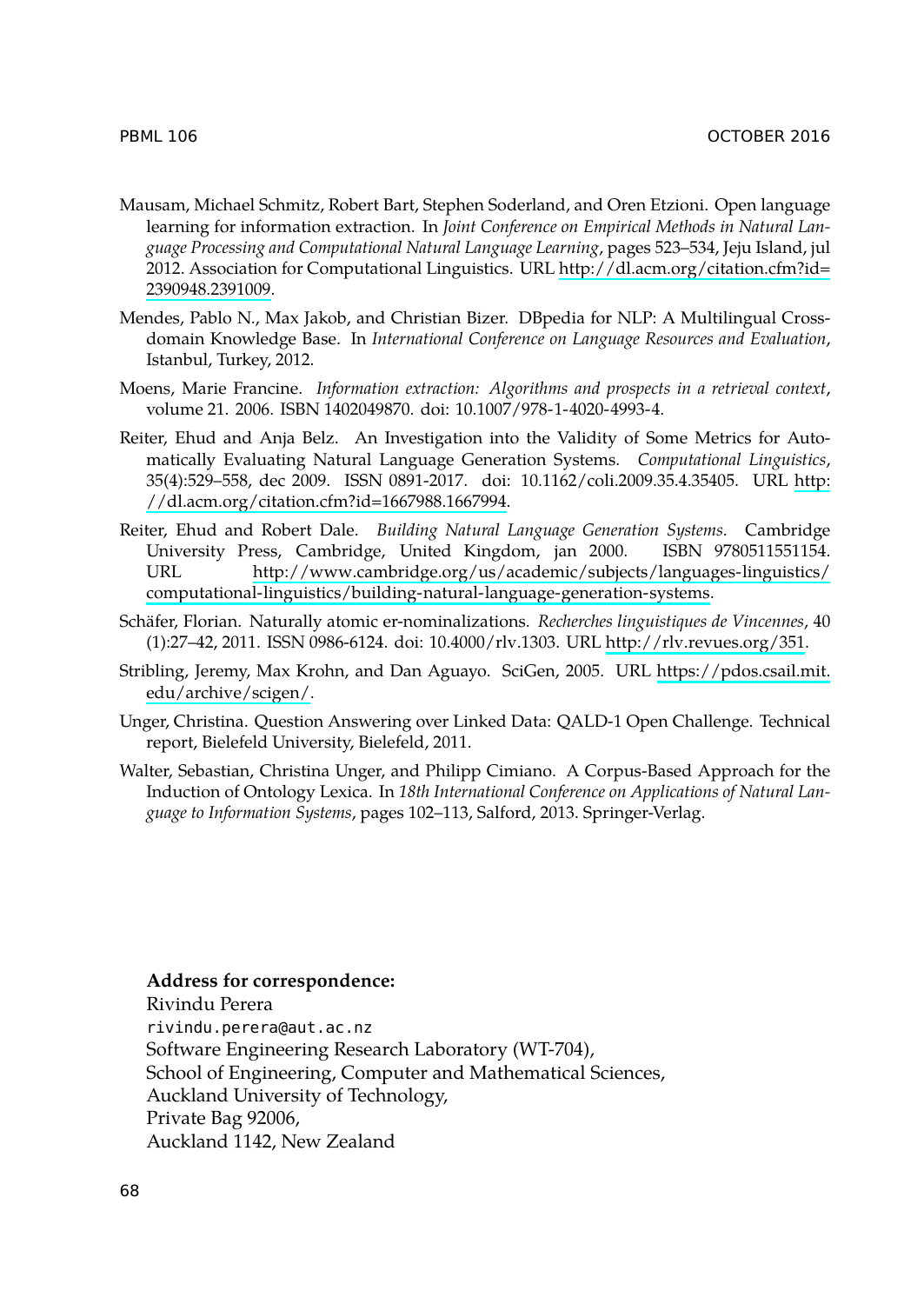Mausam, Michael Schmitz, Robert Bart, Stephen Soderland, and Oren Etzioni. Open language learning for information extraction. In *Joint Conference on Empirical Methods in Natural Language Processing and Computational Natural Language Learning*, pages 523–534, Jeju Island, jul 2012. Association for Computational Linguistics. URL http://dl.acm.org/citation.cfm?id=2390948.2391009.

Mendes, Pablo N., Max Jakob, and Christian Bizer. DBpedia for NLP: A Multilingual Cross-domain Knowledge Base. In *International Conference on Language Resources and Evaluation*, Istanbul, Turkey, 2012.

Moens, Marie Francine. *Information extraction: Algorithms and prospects in a retrieval context*, volume 21. 2006. ISBN 1402049870. doi: 10.1007/978-1-4020-4993-4.

Reiter, Ehud and Anja Belz. An Investigation into the Validity of Some Metrics for Automatically Evaluating Natural Language Generation Systems. *Computational Linguistics*, 35(4):529–558, dec 2009. ISSN 0891-2017. doi: 10.1162/coli.2009.35.4.35405. URL http://dl.acm.org/citation.cfm?id=1667988.1667994.

Reiter, Ehud and Robert Dale. *Building Natural Language Generation Systems*. Cambridge University Press, Cambridge, United Kingdom, jan 2000. ISBN 9780511551154. URL http://www.cambridge.org/us/academic/subjects/languages-linguistics/computational-linguistics/building-natural-language-generation-systems.

Schäfer, Florian. Naturally atomic er-nominalizations. *Recherches linguistiques de Vincennes*, 40 (1):27–42, 2011. ISSN 0986-6124. doi: 10.4000/rlv.1303. URL http://rlv.revues.org/351.

Stribling, Jeremy, Max Krohn, and Dan Aguayo. SciGen, 2005. URL https://pdos.csail.mit.edu/archive/scigen/.

Unger, Christina. Question Answering over Linked Data: QALD-1 Open Challenge. Technical report, Bielefeld University, Bielefeld, 2011.

Walter, Sebastian, Christina Unger, and Philipp Cimiano. A Corpus-Based Approach for the Induction of Ontology Lexica. In *18th International Conference on Applications of Natural Language to Information Systems*, pages 102–113, Salford, 2013. Springer-Verlag.

**Address for correspondence:**
Rivindu Perera
rivindu.perera@aut.ac.nz
Software Engineering Research Laboratory (WT-704),
School of Engineering, Computer and Mathematical Sciences,
Auckland University of Technology,
Private Bag 92006,
Auckland 1142, New Zealand